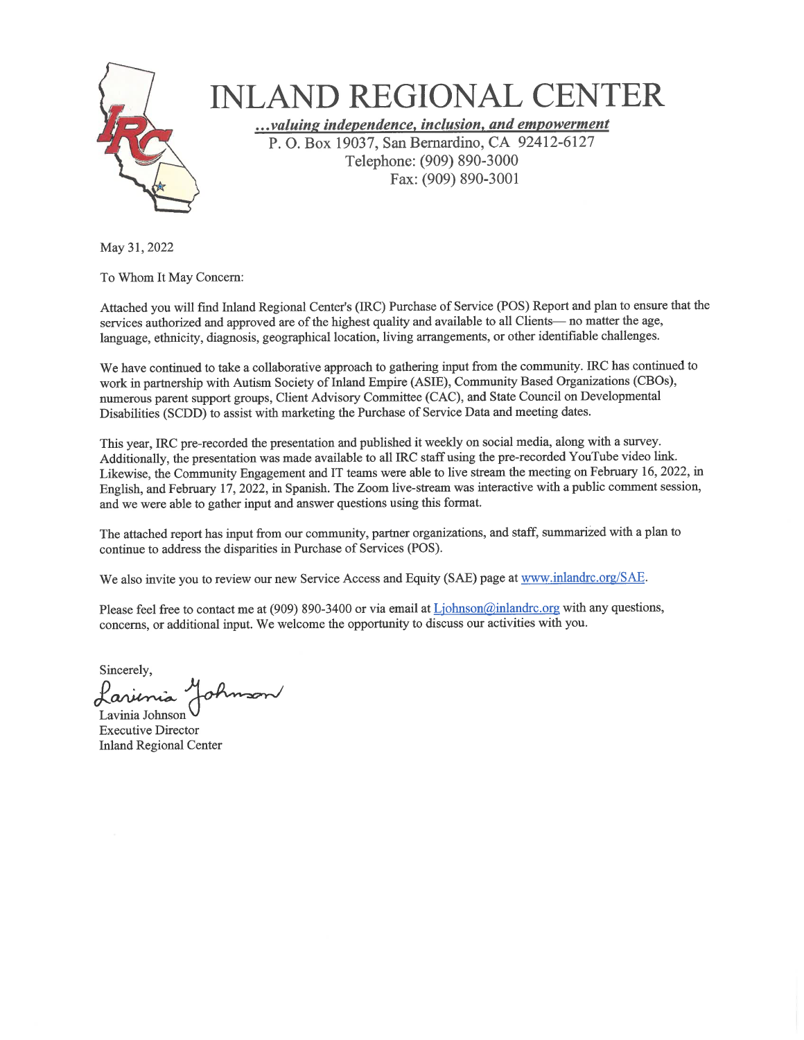# INLAND REGIONAL CENTER

***...valuing independence, inclusion, and empowerment***

P. O. Box 19037, San Bernardino, CA 92412-6127
Telephone: (909) 890-3000
Fax: (909) 890-3001

May 31, 2022

To Whom It May Concern:

Attached you will find Inland Regional Center's (IRC) Purchase of Service (POS) Report and plan to ensure that the services authorized and approved are of the highest quality and available to all Clients— no matter the age, language, ethnicity, diagnosis, geographical location, living arrangements, or other identifiable challenges.

We have continued to take a collaborative approach to gathering input from the community. IRC has continued to work in partnership with Autism Society of Inland Empire (ASIE), Community Based Organizations (CBOs), numerous parent support groups, Client Advisory Committee (CAC), and State Council on Developmental Disabilities (SCDD) to assist with marketing the Purchase of Service Data and meeting dates.

This year, IRC pre-recorded the presentation and published it weekly on social media, along with a survey. Additionally, the presentation was made available to all IRC staff using the pre-recorded YouTube video link. Likewise, the Community Engagement and IT teams were able to live stream the meeting on February 16, 2022, in English, and February 17, 2022, in Spanish. The Zoom live-stream was interactive with a public comment session, and we were able to gather input and answer questions using this format.

The attached report has input from our community, partner organizations, and staff, summarized with a plan to continue to address the disparities in Purchase of Services (POS).

We also invite you to review our new Service Access and Equity (SAE) page at www.inlandrc.org/SAE.

Please feel free to contact me at (909) 890-3400 or via email at Ljohnson@inlandrc.org with any questions, concerns, or additional input. We welcome the opportunity to discuss our activities with you.

Sincerely,

Lavinia Johnson
Executive Director
Inland Regional Center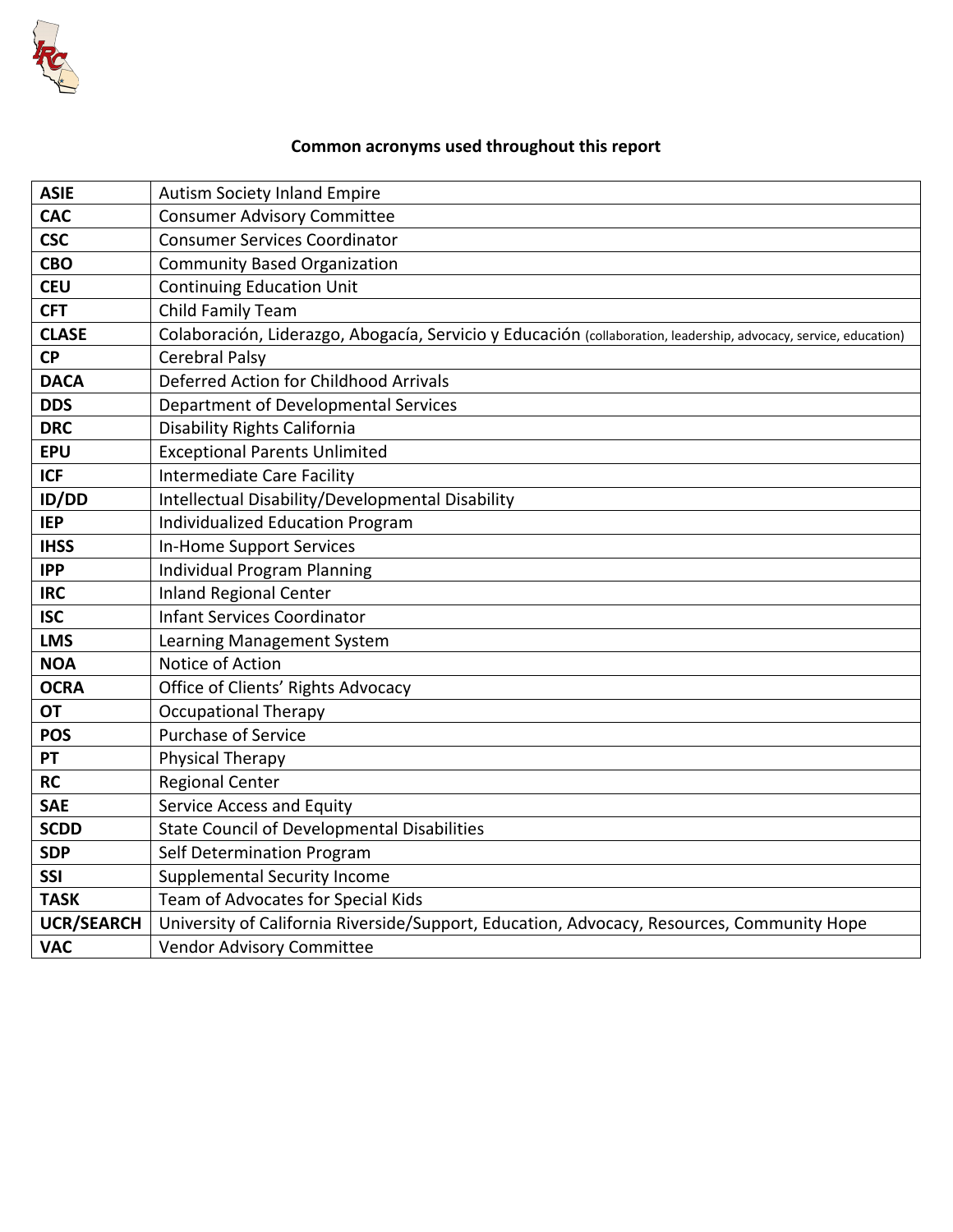**Common acronyms used throughout this report**

| | |
|---|---|
| **ASIE** | Autism Society Inland Empire |
| **CAC** | Consumer Advisory Committee |
| **CSC** | Consumer Services Coordinator |
| **CBO** | Community Based Organization |
| **CEU** | Continuing Education Unit |
| **CFT** | Child Family Team |
| **CLASE** | Colaboración, Liderazgo, Abogacía, Servicio y Educación (collaboration, leadership, advocacy, service, education) |
| **CP** | Cerebral Palsy |
| **DACA** | Deferred Action for Childhood Arrivals |
| **DDS** | Department of Developmental Services |
| **DRC** | Disability Rights California |
| **EPU** | Exceptional Parents Unlimited |
| **ICF** | Intermediate Care Facility |
| **ID/DD** | Intellectual Disability/Developmental Disability |
| **IEP** | Individualized Education Program |
| **IHSS** | In-Home Support Services |
| **IPP** | Individual Program Planning |
| **IRC** | Inland Regional Center |
| **ISC** | Infant Services Coordinator |
| **LMS** | Learning Management System |
| **NOA** | Notice of Action |
| **OCRA** | Office of Clients' Rights Advocacy |
| **OT** | Occupational Therapy |
| **POS** | Purchase of Service |
| **PT** | Physical Therapy |
| **RC** | Regional Center |
| **SAE** | Service Access and Equity |
| **SCDD** | State Council of Developmental Disabilities |
| **SDP** | Self Determination Program |
| **SSI** | Supplemental Security Income |
| **TASK** | Team of Advocates for Special Kids |
| **UCR/SEARCH** | University of California Riverside/Support, Education, Advocacy, Resources, Community Hope |
| **VAC** | Vendor Advisory Committee |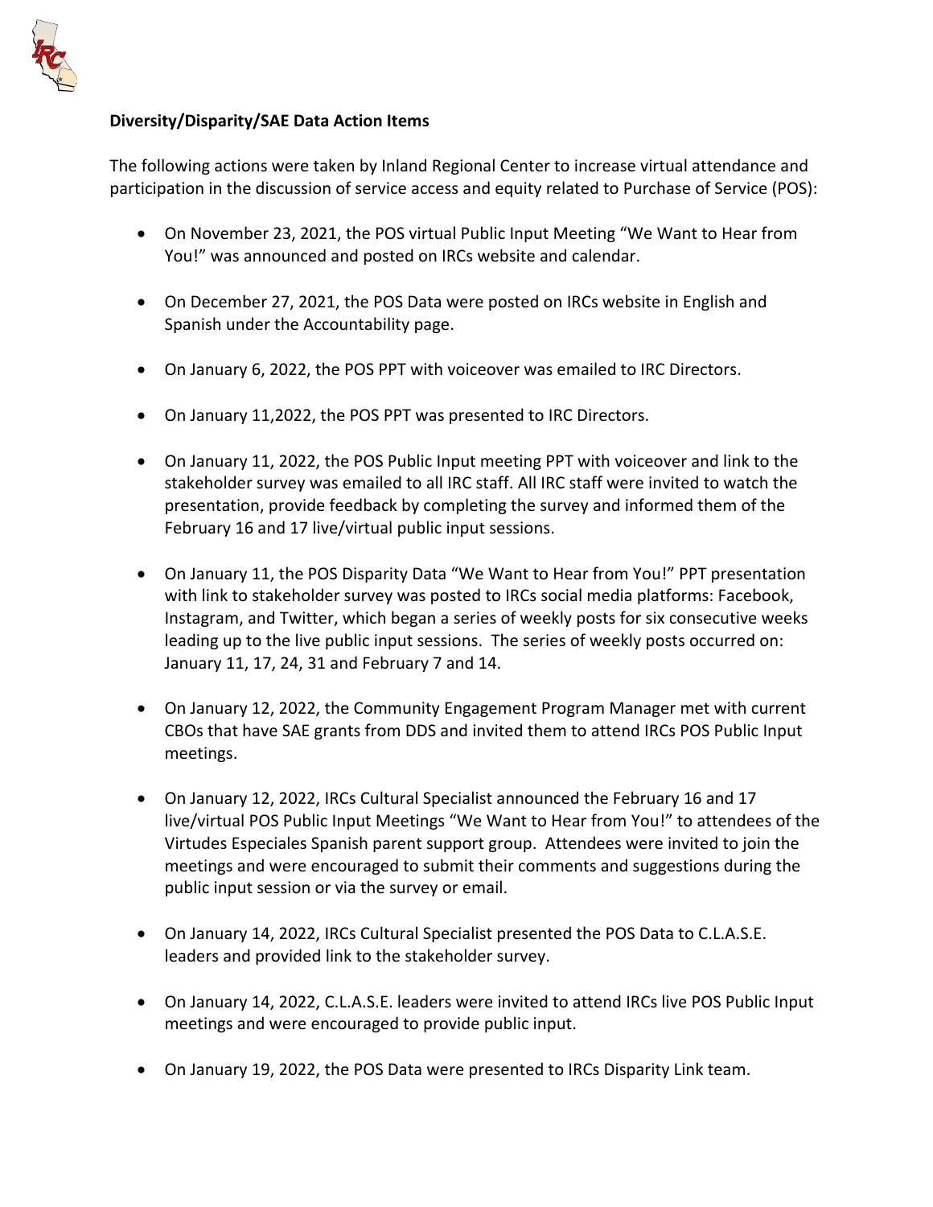**Diversity/Disparity/SAE Data Action Items**

The following actions were taken by Inland Regional Center to increase virtual attendance and participation in the discussion of service access and equity related to Purchase of Service (POS):

- On November 23, 2021, the POS virtual Public Input Meeting "We Want to Hear from You!" was announced and posted on IRCs website and calendar.
- On December 27, 2021, the POS Data were posted on IRCs website in English and Spanish under the Accountability page.
- On January 6, 2022, the POS PPT with voiceover was emailed to IRC Directors.
- On January 11,2022, the POS PPT was presented to IRC Directors.
- On January 11, 2022, the POS Public Input meeting PPT with voiceover and link to the stakeholder survey was emailed to all IRC staff. All IRC staff were invited to watch the presentation, provide feedback by completing the survey and informed them of the February 16 and 17 live/virtual public input sessions.
- On January 11, the POS Disparity Data "We Want to Hear from You!" PPT presentation with link to stakeholder survey was posted to IRCs social media platforms: Facebook, Instagram, and Twitter, which began a series of weekly posts for six consecutive weeks leading up to the live public input sessions. The series of weekly posts occurred on: January 11, 17, 24, 31 and February 7 and 14.
- On January 12, 2022, the Community Engagement Program Manager met with current CBOs that have SAE grants from DDS and invited them to attend IRCs POS Public Input meetings.
- On January 12, 2022, IRCs Cultural Specialist announced the February 16 and 17 live/virtual POS Public Input Meetings "We Want to Hear from You!" to attendees of the Virtudes Especiales Spanish parent support group. Attendees were invited to join the meetings and were encouraged to submit their comments and suggestions during the public input session or via the survey or email.
- On January 14, 2022, IRCs Cultural Specialist presented the POS Data to C.L.A.S.E. leaders and provided link to the stakeholder survey.
- On January 14, 2022, C.L.A.S.E. leaders were invited to attend IRCs live POS Public Input meetings and were encouraged to provide public input.
- On January 19, 2022, the POS Data were presented to IRCs Disparity Link team.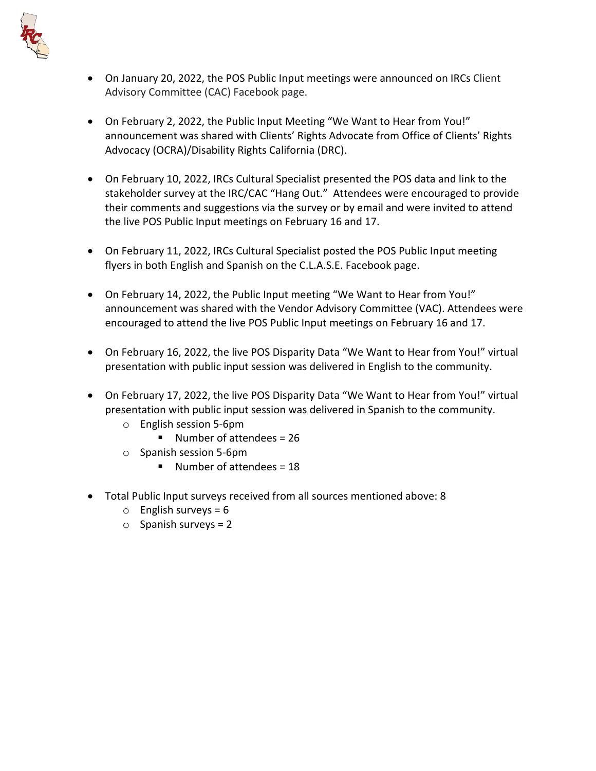- On January 20, 2022, the POS Public Input meetings were announced on IRCs Client Advisory Committee (CAC) Facebook page.

- On February 2, 2022, the Public Input Meeting "We Want to Hear from You!" announcement was shared with Clients' Rights Advocate from Office of Clients' Rights Advocacy (OCRA)/Disability Rights California (DRC).

- On February 10, 2022, IRCs Cultural Specialist presented the POS data and link to the stakeholder survey at the IRC/CAC "Hang Out." Attendees were encouraged to provide their comments and suggestions via the survey or by email and were invited to attend the live POS Public Input meetings on February 16 and 17.

- On February 11, 2022, IRCs Cultural Specialist posted the POS Public Input meeting flyers in both English and Spanish on the C.L.A.S.E. Facebook page.

- On February 14, 2022, the Public Input meeting "We Want to Hear from You!" announcement was shared with the Vendor Advisory Committee (VAC). Attendees were encouraged to attend the live POS Public Input meetings on February 16 and 17.

- On February 16, 2022, the live POS Disparity Data "We Want to Hear from You!" virtual presentation with public input session was delivered in English to the community.

- On February 17, 2022, the live POS Disparity Data "We Want to Hear from You!" virtual presentation with public input session was delivered in Spanish to the community.
  - English session 5-6pm
    - Number of attendees = 26
  - Spanish session 5-6pm
    - Number of attendees = 18

- Total Public Input surveys received from all sources mentioned above: 8
  - English surveys = 6
  - Spanish surveys = 2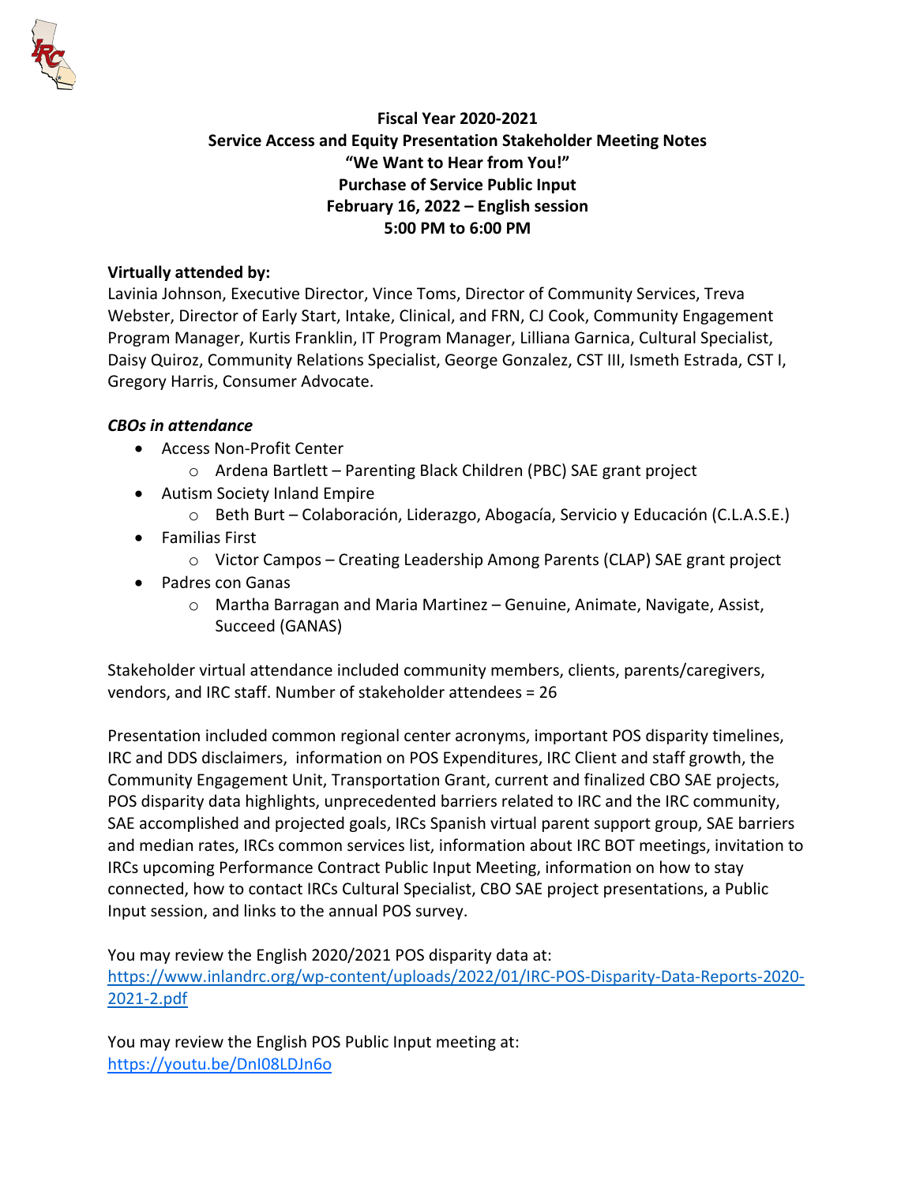**Fiscal Year 2020-2021**
**Service Access and Equity Presentation Stakeholder Meeting Notes**
**"We Want to Hear from You!"**
**Purchase of Service Public Input**
**February 16, 2022 – English session**
**5:00 PM to 6:00 PM**

**Virtually attended by:**
Lavinia Johnson, Executive Director, Vince Toms, Director of Community Services, Treva Webster, Director of Early Start, Intake, Clinical, and FRN, CJ Cook, Community Engagement Program Manager, Kurtis Franklin, IT Program Manager, Lilliana Garnica, Cultural Specialist, Daisy Quiroz, Community Relations Specialist, George Gonzalez, CST III, Ismeth Estrada, CST I, Gregory Harris, Consumer Advocate.

***CBOs in attendance***

- Access Non-Profit Center
  - Ardena Bartlett – Parenting Black Children (PBC) SAE grant project
- Autism Society Inland Empire
  - Beth Burt – Colaboración, Liderazgo, Abogacía, Servicio y Educación (C.L.A.S.E.)
- Familias First
  - Victor Campos – Creating Leadership Among Parents (CLAP) SAE grant project
- Padres con Ganas
  - Martha Barragan and Maria Martinez – Genuine, Animate, Navigate, Assist, Succeed (GANAS)

Stakeholder virtual attendance included community members, clients, parents/caregivers, vendors, and IRC staff. Number of stakeholder attendees = 26

Presentation included common regional center acronyms, important POS disparity timelines, IRC and DDS disclaimers, information on POS Expenditures, IRC Client and staff growth, the Community Engagement Unit, Transportation Grant, current and finalized CBO SAE projects, POS disparity data highlights, unprecedented barriers related to IRC and the IRC community, SAE accomplished and projected goals, IRCs Spanish virtual parent support group, SAE barriers and median rates, IRCs common services list, information about IRC BOT meetings, invitation to IRCs upcoming Performance Contract Public Input Meeting, information on how to stay connected, how to contact IRCs Cultural Specialist, CBO SAE project presentations, a Public Input session, and links to the annual POS survey.

You may review the English 2020/2021 POS disparity data at:
https://www.inlandrc.org/wp-content/uploads/2022/01/IRC-POS-Disparity-Data-Reports-2020-2021-2.pdf

You may review the English POS Public Input meeting at:
https://youtu.be/DnI08LDJn6o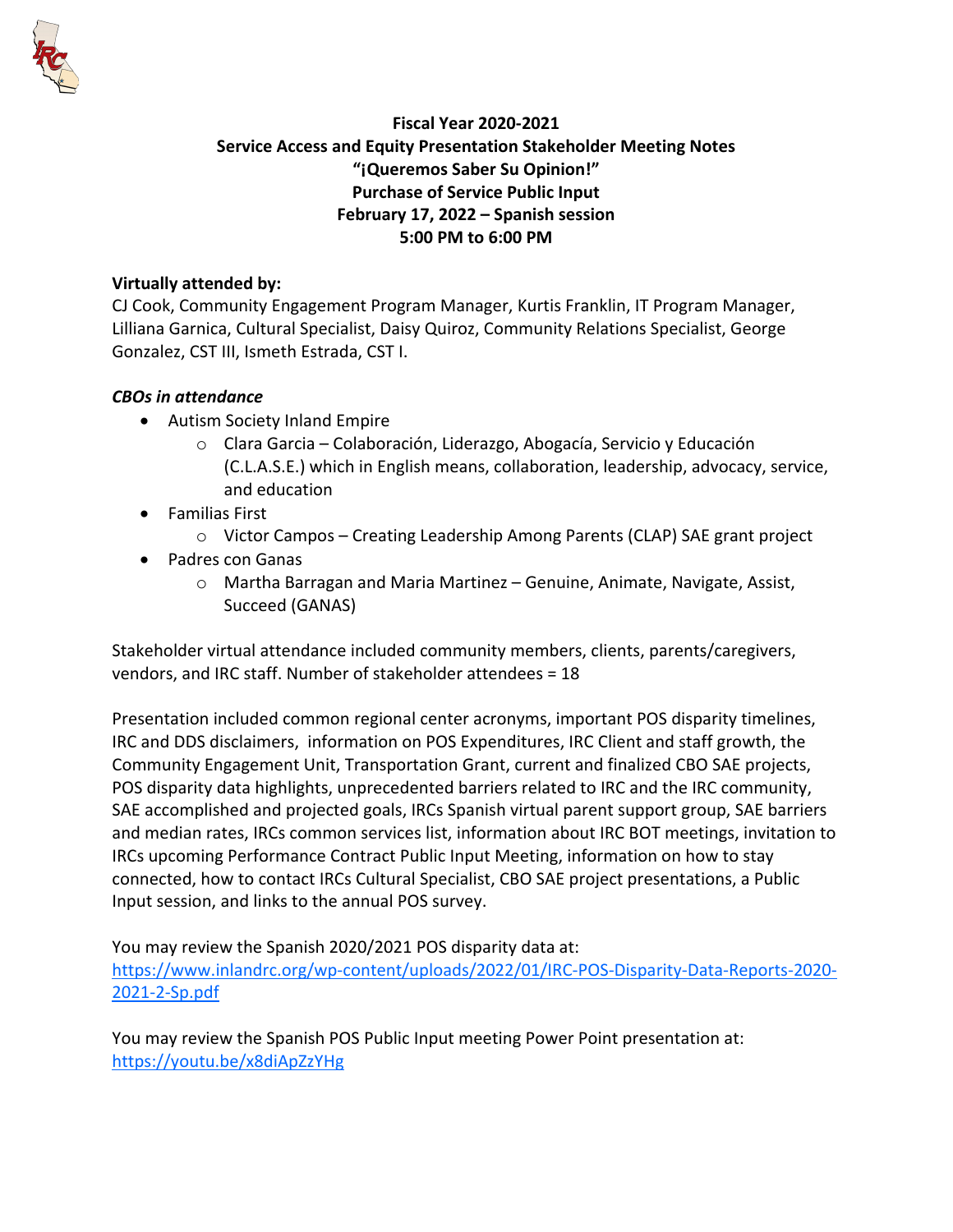**Fiscal Year 2020-2021**
**Service Access and Equity Presentation Stakeholder Meeting Notes**
**"¡Queremos Saber Su Opinion!"**
**Purchase of Service Public Input**
**February 17, 2022 – Spanish session**
**5:00 PM to 6:00 PM**

**Virtually attended by:**
CJ Cook, Community Engagement Program Manager, Kurtis Franklin, IT Program Manager, Lilliana Garnica, Cultural Specialist, Daisy Quiroz, Community Relations Specialist, George Gonzalez, CST III, Ismeth Estrada, CST I.

***CBOs in attendance***

- Autism Society Inland Empire
  - Clara Garcia – Colaboración, Liderazgo, Abogacía, Servicio y Educación (C.L.A.S.E.) which in English means, collaboration, leadership, advocacy, service, and education
- Familias First
  - Victor Campos – Creating Leadership Among Parents (CLAP) SAE grant project
- Padres con Ganas
  - Martha Barragan and Maria Martinez – Genuine, Animate, Navigate, Assist, Succeed (GANAS)

Stakeholder virtual attendance included community members, clients, parents/caregivers, vendors, and IRC staff. Number of stakeholder attendees = 18

Presentation included common regional center acronyms, important POS disparity timelines, IRC and DDS disclaimers, information on POS Expenditures, IRC Client and staff growth, the Community Engagement Unit, Transportation Grant, current and finalized CBO SAE projects, POS disparity data highlights, unprecedented barriers related to IRC and the IRC community, SAE accomplished and projected goals, IRCs Spanish virtual parent support group, SAE barriers and median rates, IRCs common services list, information about IRC BOT meetings, invitation to IRCs upcoming Performance Contract Public Input Meeting, information on how to stay connected, how to contact IRCs Cultural Specialist, CBO SAE project presentations, a Public Input session, and links to the annual POS survey.

You may review the Spanish 2020/2021 POS disparity data at:
https://www.inlandrc.org/wp-content/uploads/2022/01/IRC-POS-Disparity-Data-Reports-2020-2021-2-Sp.pdf

You may review the Spanish POS Public Input meeting Power Point presentation at:
https://youtu.be/x8diApZzYHg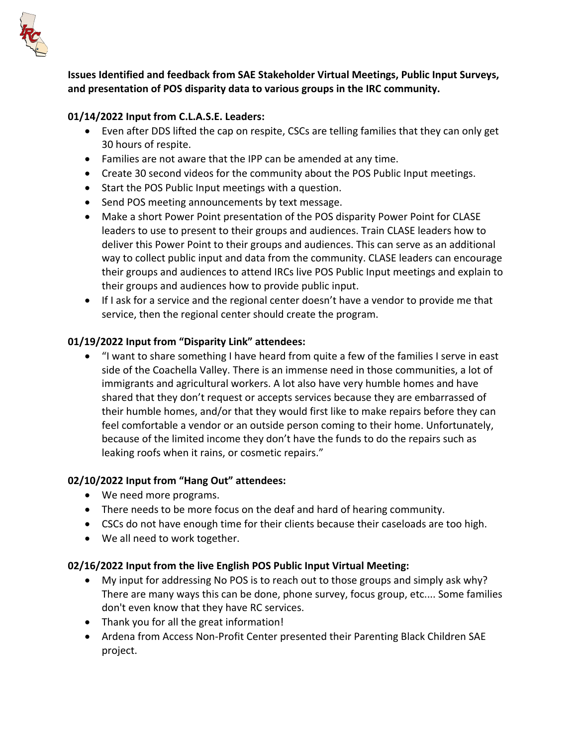**Issues Identified and feedback from SAE Stakeholder Virtual Meetings, Public Input Surveys, and presentation of POS disparity data to various groups in the IRC community.**

**01/14/2022 Input from C.L.A.S.E. Leaders:**

- Even after DDS lifted the cap on respite, CSCs are telling families that they can only get 30 hours of respite.
- Families are not aware that the IPP can be amended at any time.
- Create 30 second videos for the community about the POS Public Input meetings.
- Start the POS Public Input meetings with a question.
- Send POS meeting announcements by text message.
- Make a short Power Point presentation of the POS disparity Power Point for CLASE leaders to use to present to their groups and audiences. Train CLASE leaders how to deliver this Power Point to their groups and audiences. This can serve as an additional way to collect public input and data from the community. CLASE leaders can encourage their groups and audiences to attend IRCs live POS Public Input meetings and explain to their groups and audiences how to provide public input.
- If I ask for a service and the regional center doesn't have a vendor to provide me that service, then the regional center should create the program.

**01/19/2022 Input from "Disparity Link" attendees:**

- "I want to share something I have heard from quite a few of the families I serve in east side of the Coachella Valley. There is an immense need in those communities, a lot of immigrants and agricultural workers. A lot also have very humble homes and have shared that they don't request or accepts services because they are embarrassed of their humble homes, and/or that they would first like to make repairs before they can feel comfortable a vendor or an outside person coming to their home. Unfortunately, because of the limited income they don't have the funds to do the repairs such as leaking roofs when it rains, or cosmetic repairs."

**02/10/2022 Input from "Hang Out" attendees:**

- We need more programs.
- There needs to be more focus on the deaf and hard of hearing community.
- CSCs do not have enough time for their clients because their caseloads are too high.
- We all need to work together.

**02/16/2022 Input from the live English POS Public Input Virtual Meeting:**

- My input for addressing No POS is to reach out to those groups and simply ask why? There are many ways this can be done, phone survey, focus group, etc.... Some families don't even know that they have RC services.
- Thank you for all the great information!
- Ardena from Access Non-Profit Center presented their Parenting Black Children SAE project.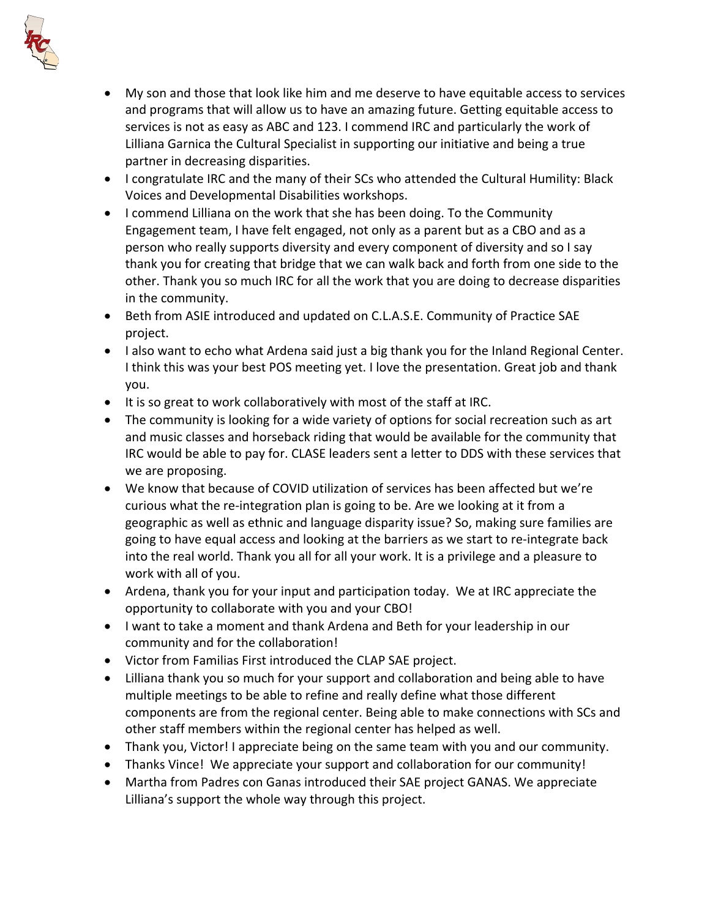- My son and those that look like him and me deserve to have equitable access to services and programs that will allow us to have an amazing future. Getting equitable access to services is not as easy as ABC and 123. I commend IRC and particularly the work of Lilliana Garnica the Cultural Specialist in supporting our initiative and being a true partner in decreasing disparities.
- I congratulate IRC and the many of their SCs who attended the Cultural Humility: Black Voices and Developmental Disabilities workshops.
- I commend Lilliana on the work that she has been doing. To the Community Engagement team, I have felt engaged, not only as a parent but as a CBO and as a person who really supports diversity and every component of diversity and so I say thank you for creating that bridge that we can walk back and forth from one side to the other. Thank you so much IRC for all the work that you are doing to decrease disparities in the community.
- Beth from ASIE introduced and updated on C.L.A.S.E. Community of Practice SAE project.
- I also want to echo what Ardena said just a big thank you for the Inland Regional Center. I think this was your best POS meeting yet. I love the presentation. Great job and thank you.
- It is so great to work collaboratively with most of the staff at IRC.
- The community is looking for a wide variety of options for social recreation such as art and music classes and horseback riding that would be available for the community that IRC would be able to pay for. CLASE leaders sent a letter to DDS with these services that we are proposing.
- We know that because of COVID utilization of services has been affected but we're curious what the re-integration plan is going to be. Are we looking at it from a geographic as well as ethnic and language disparity issue? So, making sure families are going to have equal access and looking at the barriers as we start to re-integrate back into the real world. Thank you all for all your work. It is a privilege and a pleasure to work with all of you.
- Ardena, thank you for your input and participation today. We at IRC appreciate the opportunity to collaborate with you and your CBO!
- I want to take a moment and thank Ardena and Beth for your leadership in our community and for the collaboration!
- Victor from Familias First introduced the CLAP SAE project.
- Lilliana thank you so much for your support and collaboration and being able to have multiple meetings to be able to refine and really define what those different components are from the regional center. Being able to make connections with SCs and other staff members within the regional center has helped as well.
- Thank you, Victor! I appreciate being on the same team with you and our community.
- Thanks Vince! We appreciate your support and collaboration for our community!
- Martha from Padres con Ganas introduced their SAE project GANAS. We appreciate Lilliana's support the whole way through this project.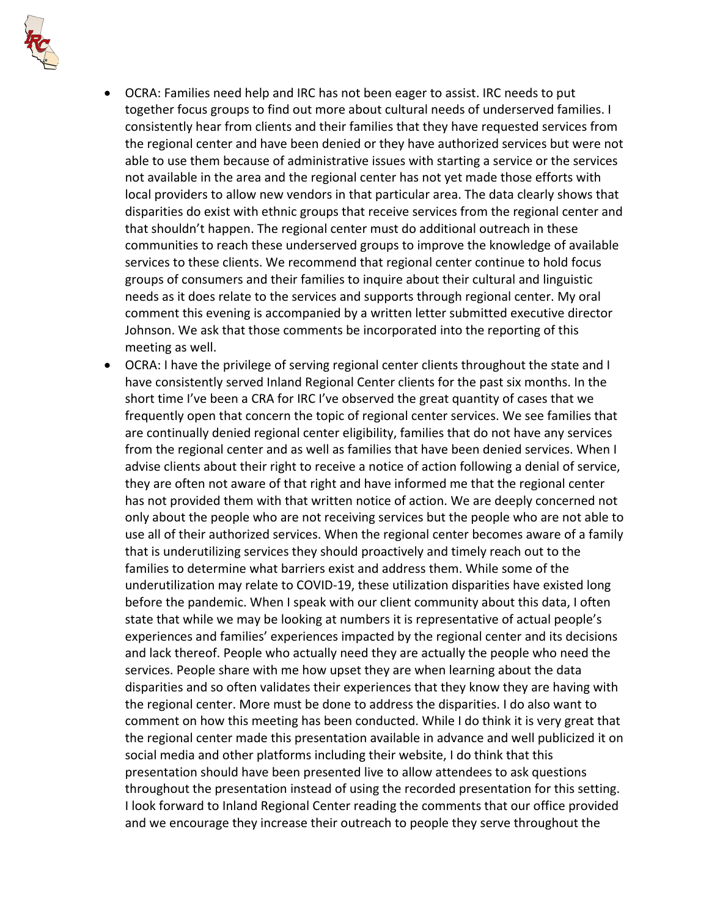- OCRA: Families need help and IRC has not been eager to assist. IRC needs to put together focus groups to find out more about cultural needs of underserved families. I consistently hear from clients and their families that they have requested services from the regional center and have been denied or they have authorized services but were not able to use them because of administrative issues with starting a service or the services not available in the area and the regional center has not yet made those efforts with local providers to allow new vendors in that particular area. The data clearly shows that disparities do exist with ethnic groups that receive services from the regional center and that shouldn't happen. The regional center must do additional outreach in these communities to reach these underserved groups to improve the knowledge of available services to these clients. We recommend that regional center continue to hold focus groups of consumers and their families to inquire about their cultural and linguistic needs as it does relate to the services and supports through regional center. My oral comment this evening is accompanied by a written letter submitted executive director Johnson. We ask that those comments be incorporated into the reporting of this meeting as well.
- OCRA: I have the privilege of serving regional center clients throughout the state and I have consistently served Inland Regional Center clients for the past six months. In the short time I've been a CRA for IRC I've observed the great quantity of cases that we frequently open that concern the topic of regional center services. We see families that are continually denied regional center eligibility, families that do not have any services from the regional center and as well as families that have been denied services. When I advise clients about their right to receive a notice of action following a denial of service, they are often not aware of that right and have informed me that the regional center has not provided them with that written notice of action. We are deeply concerned not only about the people who are not receiving services but the people who are not able to use all of their authorized services. When the regional center becomes aware of a family that is underutilizing services they should proactively and timely reach out to the families to determine what barriers exist and address them. While some of the underutilization may relate to COVID-19, these utilization disparities have existed long before the pandemic. When I speak with our client community about this data, I often state that while we may be looking at numbers it is representative of actual people's experiences and families' experiences impacted by the regional center and its decisions and lack thereof. People who actually need they are actually the people who need the services. People share with me how upset they are when learning about the data disparities and so often validates their experiences that they know they are having with the regional center. More must be done to address the disparities. I do also want to comment on how this meeting has been conducted. While I do think it is very great that the regional center made this presentation available in advance and well publicized it on social media and other platforms including their website, I do think that this presentation should have been presented live to allow attendees to ask questions throughout the presentation instead of using the recorded presentation for this setting. I look forward to Inland Regional Center reading the comments that our office provided and we encourage they increase their outreach to people they serve throughout the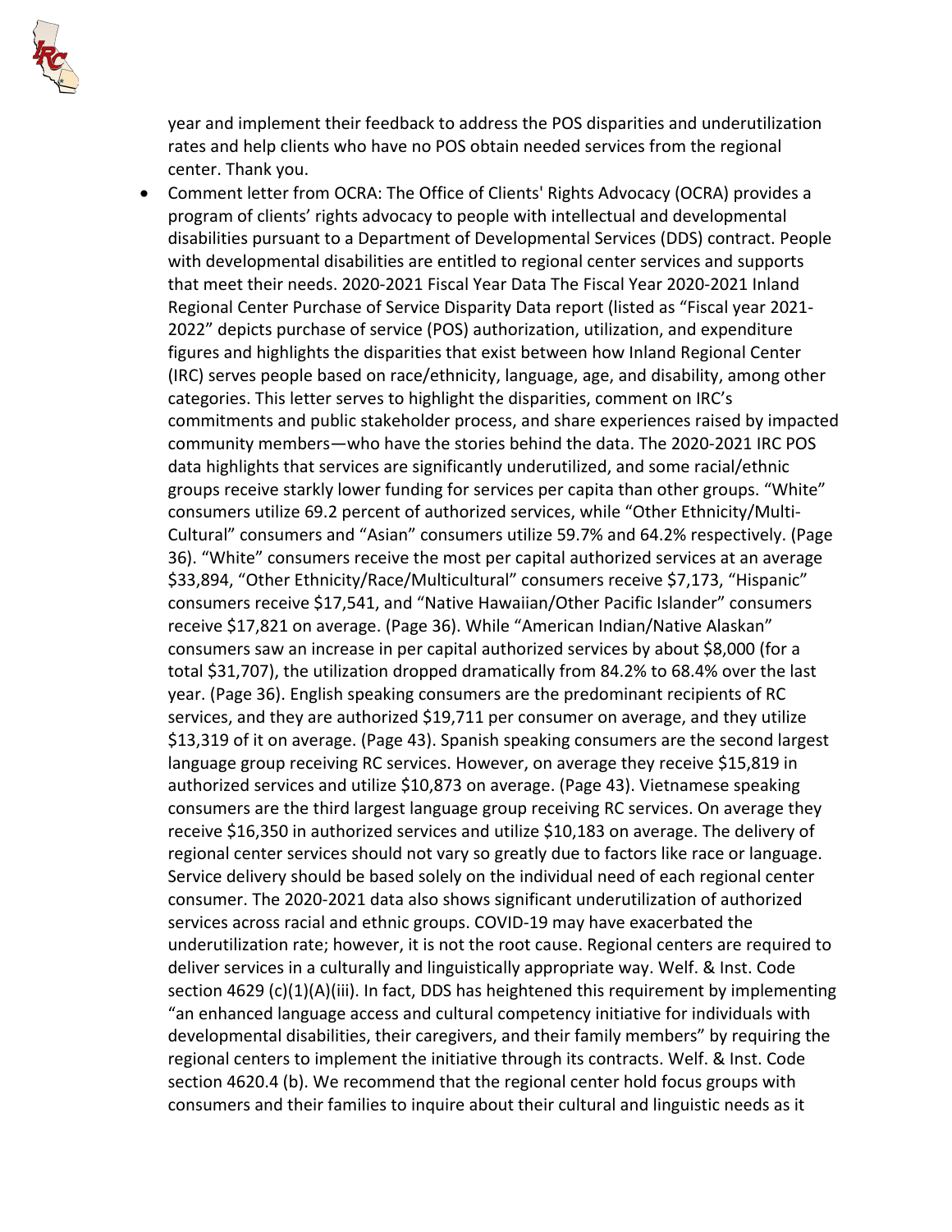year and implement their feedback to address the POS disparities and underutilization rates and help clients who have no POS obtain needed services from the regional center. Thank you.

- Comment letter from OCRA: The Office of Clients' Rights Advocacy (OCRA) provides a program of clients' rights advocacy to people with intellectual and developmental disabilities pursuant to a Department of Developmental Services (DDS) contract. People with developmental disabilities are entitled to regional center services and supports that meet their needs. 2020-2021 Fiscal Year Data The Fiscal Year 2020-2021 Inland Regional Center Purchase of Service Disparity Data report (listed as "Fiscal year 2021-2022" depicts purchase of service (POS) authorization, utilization, and expenditure figures and highlights the disparities that exist between how Inland Regional Center (IRC) serves people based on race/ethnicity, language, age, and disability, among other categories. This letter serves to highlight the disparities, comment on IRC's commitments and public stakeholder process, and share experiences raised by impacted community members—who have the stories behind the data. The 2020-2021 IRC POS data highlights that services are significantly underutilized, and some racial/ethnic groups receive starkly lower funding for services per capita than other groups. "White" consumers utilize 69.2 percent of authorized services, while "Other Ethnicity/Multi-Cultural" consumers and "Asian" consumers utilize 59.7% and 64.2% respectively. (Page 36). "White" consumers receive the most per capital authorized services at an average $33,894, "Other Ethnicity/Race/Multicultural" consumers receive $7,173, "Hispanic" consumers receive $17,541, and "Native Hawaiian/Other Pacific Islander" consumers receive $17,821 on average. (Page 36). While "American Indian/Native Alaskan" consumers saw an increase in per capital authorized services by about $8,000 (for a total $31,707), the utilization dropped dramatically from 84.2% to 68.4% over the last year. (Page 36). English speaking consumers are the predominant recipients of RC services, and they are authorized $19,711 per consumer on average, and they utilize $13,319 of it on average. (Page 43). Spanish speaking consumers are the second largest language group receiving RC services. However, on average they receive $15,819 in authorized services and utilize $10,873 on average. (Page 43). Vietnamese speaking consumers are the third largest language group receiving RC services. On average they receive $16,350 in authorized services and utilize $10,183 on average. The delivery of regional center services should not vary so greatly due to factors like race or language. Service delivery should be based solely on the individual need of each regional center consumer. The 2020-2021 data also shows significant underutilization of authorized services across racial and ethnic groups. COVID-19 may have exacerbated the underutilization rate; however, it is not the root cause. Regional centers are required to deliver services in a culturally and linguistically appropriate way. Welf. & Inst. Code section 4629 (c)(1)(A)(iii). In fact, DDS has heightened this requirement by implementing "an enhanced language access and cultural competency initiative for individuals with developmental disabilities, their caregivers, and their family members" by requiring the regional centers to implement the initiative through its contracts. Welf. & Inst. Code section 4620.4 (b). We recommend that the regional center hold focus groups with consumers and their families to inquire about their cultural and linguistic needs as it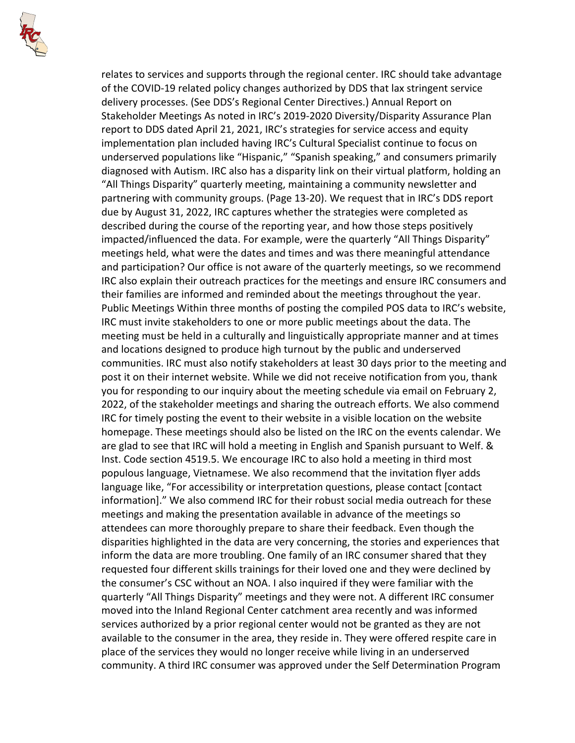relates to services and supports through the regional center. IRC should take advantage of the COVID-19 related policy changes authorized by DDS that lax stringent service delivery processes. (See DDS's Regional Center Directives.) Annual Report on Stakeholder Meetings As noted in IRC's 2019-2020 Diversity/Disparity Assurance Plan report to DDS dated April 21, 2021, IRC's strategies for service access and equity implementation plan included having IRC's Cultural Specialist continue to focus on underserved populations like "Hispanic," "Spanish speaking," and consumers primarily diagnosed with Autism. IRC also has a disparity link on their virtual platform, holding an "All Things Disparity" quarterly meeting, maintaining a community newsletter and partnering with community groups. (Page 13-20). We request that in IRC's DDS report due by August 31, 2022, IRC captures whether the strategies were completed as described during the course of the reporting year, and how those steps positively impacted/influenced the data. For example, were the quarterly "All Things Disparity" meetings held, what were the dates and times and was there meaningful attendance and participation? Our office is not aware of the quarterly meetings, so we recommend IRC also explain their outreach practices for the meetings and ensure IRC consumers and their families are informed and reminded about the meetings throughout the year. Public Meetings Within three months of posting the compiled POS data to IRC's website, IRC must invite stakeholders to one or more public meetings about the data. The meeting must be held in a culturally and linguistically appropriate manner and at times and locations designed to produce high turnout by the public and underserved communities. IRC must also notify stakeholders at least 30 days prior to the meeting and post it on their internet website. While we did not receive notification from you, thank you for responding to our inquiry about the meeting schedule via email on February 2, 2022, of the stakeholder meetings and sharing the outreach efforts. We also commend IRC for timely posting the event to their website in a visible location on the website homepage. These meetings should also be listed on the IRC on the events calendar. We are glad to see that IRC will hold a meeting in English and Spanish pursuant to Welf. & Inst. Code section 4519.5. We encourage IRC to also hold a meeting in third most populous language, Vietnamese. We also recommend that the invitation flyer adds language like, "For accessibility or interpretation questions, please contact [contact information]." We also commend IRC for their robust social media outreach for these meetings and making the presentation available in advance of the meetings so attendees can more thoroughly prepare to share their feedback. Even though the disparities highlighted in the data are very concerning, the stories and experiences that inform the data are more troubling. One family of an IRC consumer shared that they requested four different skills trainings for their loved one and they were declined by the consumer's CSC without an NOA. I also inquired if they were familiar with the quarterly "All Things Disparity" meetings and they were not. A different IRC consumer moved into the Inland Regional Center catchment area recently and was informed services authorized by a prior regional center would not be granted as they are not available to the consumer in the area, they reside in. They were offered respite care in place of the services they would no longer receive while living in an underserved community. A third IRC consumer was approved under the Self Determination Program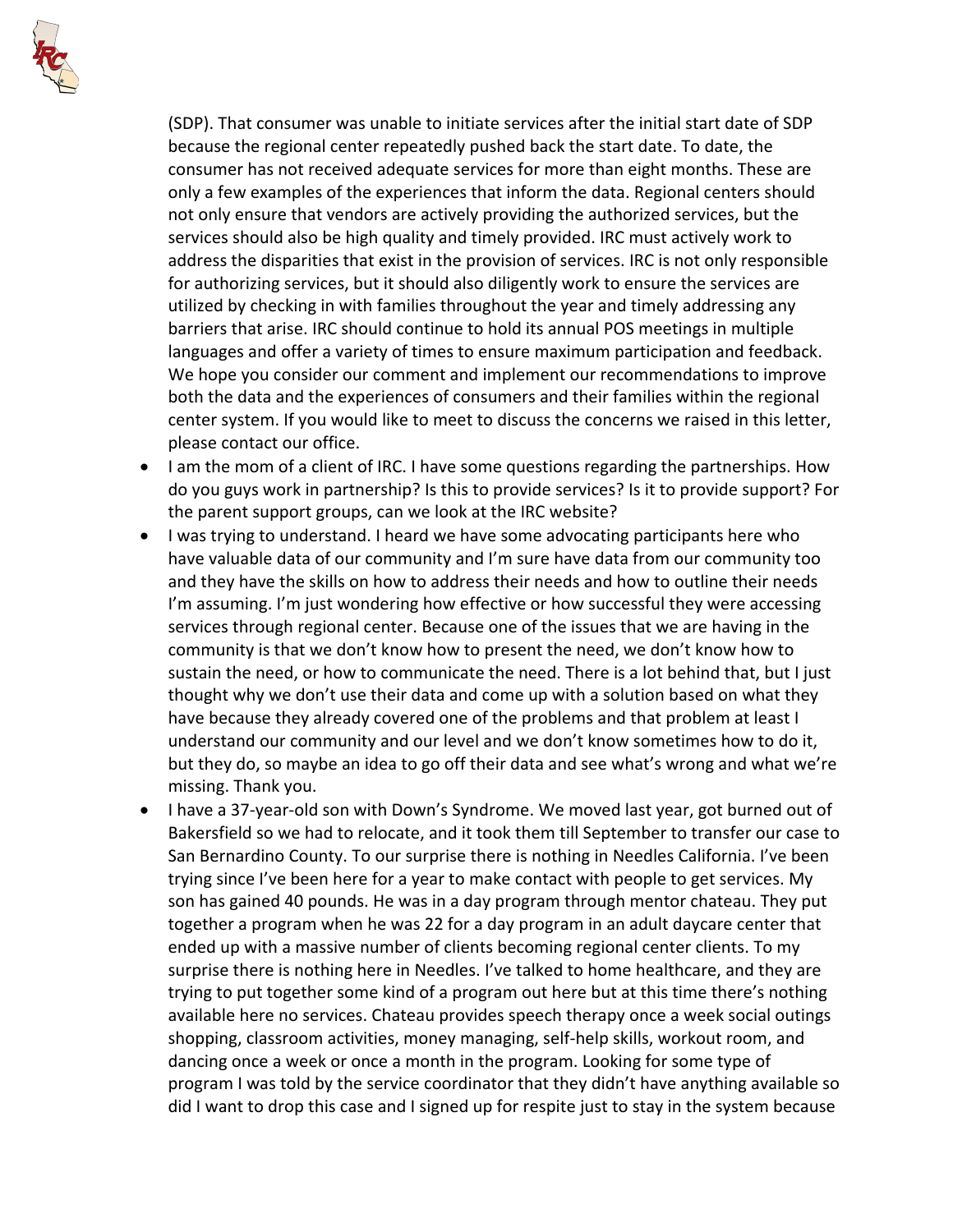(SDP). That consumer was unable to initiate services after the initial start date of SDP because the regional center repeatedly pushed back the start date. To date, the consumer has not received adequate services for more than eight months. These are only a few examples of the experiences that inform the data. Regional centers should not only ensure that vendors are actively providing the authorized services, but the services should also be high quality and timely provided. IRC must actively work to address the disparities that exist in the provision of services. IRC is not only responsible for authorizing services, but it should also diligently work to ensure the services are utilized by checking in with families throughout the year and timely addressing any barriers that arise. IRC should continue to hold its annual POS meetings in multiple languages and offer a variety of times to ensure maximum participation and feedback. We hope you consider our comment and implement our recommendations to improve both the data and the experiences of consumers and their families within the regional center system. If you would like to meet to discuss the concerns we raised in this letter, please contact our office.

- I am the mom of a client of IRC. I have some questions regarding the partnerships. How do you guys work in partnership? Is this to provide services? Is it to provide support? For the parent support groups, can we look at the IRC website?
- I was trying to understand. I heard we have some advocating participants here who have valuable data of our community and I'm sure have data from our community too and they have the skills on how to address their needs and how to outline their needs I'm assuming. I'm just wondering how effective or how successful they were accessing services through regional center. Because one of the issues that we are having in the community is that we don't know how to present the need, we don't know how to sustain the need, or how to communicate the need. There is a lot behind that, but I just thought why we don't use their data and come up with a solution based on what they have because they already covered one of the problems and that problem at least I understand our community and our level and we don't know sometimes how to do it, but they do, so maybe an idea to go off their data and see what's wrong and what we're missing. Thank you.
- I have a 37-year-old son with Down's Syndrome. We moved last year, got burned out of Bakersfield so we had to relocate, and it took them till September to transfer our case to San Bernardino County. To our surprise there is nothing in Needles California. I've been trying since I've been here for a year to make contact with people to get services. My son has gained 40 pounds. He was in a day program through mentor chateau. They put together a program when he was 22 for a day program in an adult daycare center that ended up with a massive number of clients becoming regional center clients. To my surprise there is nothing here in Needles. I've talked to home healthcare, and they are trying to put together some kind of a program out here but at this time there's nothing available here no services. Chateau provides speech therapy once a week social outings shopping, classroom activities, money managing, self-help skills, workout room, and dancing once a week or once a month in the program. Looking for some type of program I was told by the service coordinator that they didn't have anything available so did I want to drop this case and I signed up for respite just to stay in the system because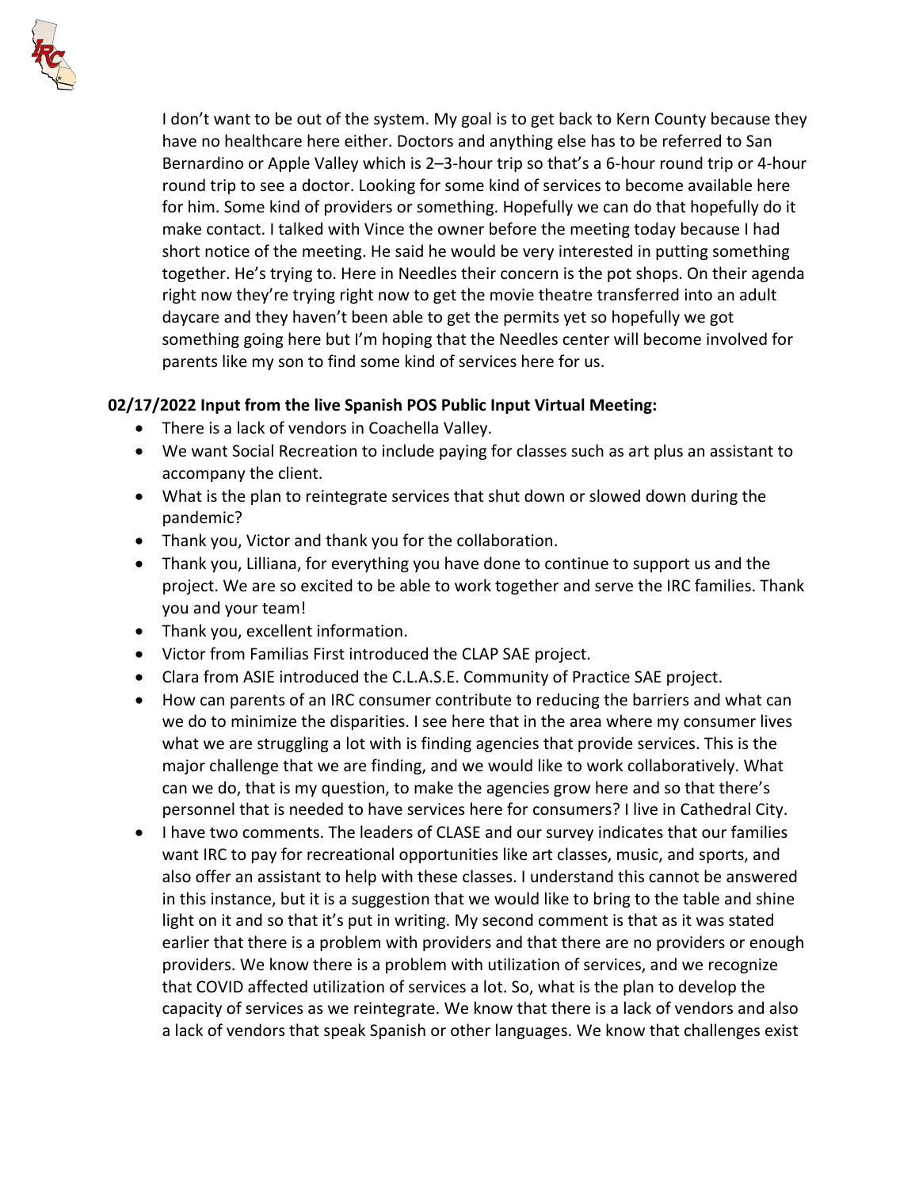I don't want to be out of the system. My goal is to get back to Kern County because they have no healthcare here either. Doctors and anything else has to be referred to San Bernardino or Apple Valley which is 2–3-hour trip so that's a 6-hour round trip or 4-hour round trip to see a doctor. Looking for some kind of services to become available here for him. Some kind of providers or something. Hopefully we can do that hopefully do it make contact. I talked with Vince the owner before the meeting today because I had short notice of the meeting. He said he would be very interested in putting something together. He's trying to. Here in Needles their concern is the pot shops. On their agenda right now they're trying right now to get the movie theatre transferred into an adult daycare and they haven't been able to get the permits yet so hopefully we got something going here but I'm hoping that the Needles center will become involved for parents like my son to find some kind of services here for us.

**02/17/2022 Input from the live Spanish POS Public Input Virtual Meeting:**

- There is a lack of vendors in Coachella Valley.
- We want Social Recreation to include paying for classes such as art plus an assistant to accompany the client.
- What is the plan to reintegrate services that shut down or slowed down during the pandemic?
- Thank you, Victor and thank you for the collaboration.
- Thank you, Lilliana, for everything you have done to continue to support us and the project. We are so excited to be able to work together and serve the IRC families. Thank you and your team!
- Thank you, excellent information.
- Victor from Familias First introduced the CLAP SAE project.
- Clara from ASIE introduced the C.L.A.S.E. Community of Practice SAE project.
- How can parents of an IRC consumer contribute to reducing the barriers and what can we do to minimize the disparities. I see here that in the area where my consumer lives what we are struggling a lot with is finding agencies that provide services. This is the major challenge that we are finding, and we would like to work collaboratively. What can we do, that is my question, to make the agencies grow here and so that there's personnel that is needed to have services here for consumers? I live in Cathedral City.
- I have two comments. The leaders of CLASE and our survey indicates that our families want IRC to pay for recreational opportunities like art classes, music, and sports, and also offer an assistant to help with these classes. I understand this cannot be answered in this instance, but it is a suggestion that we would like to bring to the table and shine light on it and so that it's put in writing. My second comment is that as it was stated earlier that there is a problem with providers and that there are no providers or enough providers. We know there is a problem with utilization of services, and we recognize that COVID affected utilization of services a lot. So, what is the plan to develop the capacity of services as we reintegrate. We know that there is a lack of vendors and also a lack of vendors that speak Spanish or other languages. We know that challenges exist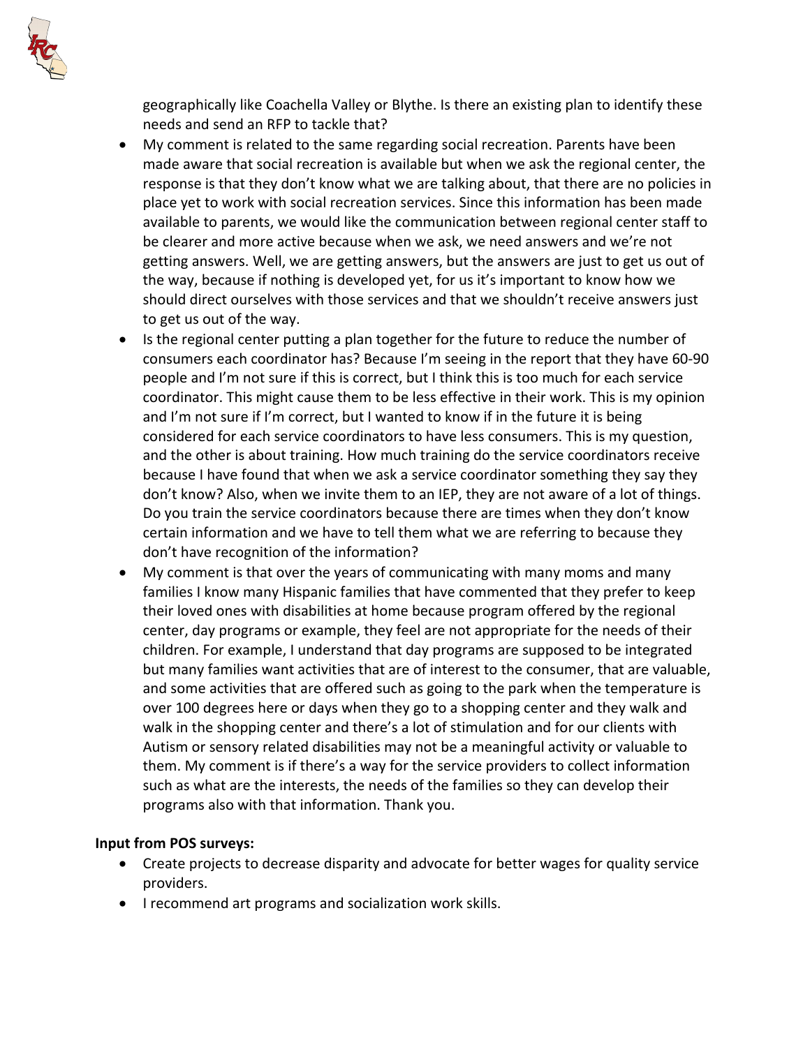geographically like Coachella Valley or Blythe. Is there an existing plan to identify these needs and send an RFP to tackle that?

- My comment is related to the same regarding social recreation. Parents have been made aware that social recreation is available but when we ask the regional center, the response is that they don't know what we are talking about, that there are no policies in place yet to work with social recreation services. Since this information has been made available to parents, we would like the communication between regional center staff to be clearer and more active because when we ask, we need answers and we're not getting answers. Well, we are getting answers, but the answers are just to get us out of the way, because if nothing is developed yet, for us it's important to know how we should direct ourselves with those services and that we shouldn't receive answers just to get us out of the way.
- Is the regional center putting a plan together for the future to reduce the number of consumers each coordinator has? Because I'm seeing in the report that they have 60-90 people and I'm not sure if this is correct, but I think this is too much for each service coordinator. This might cause them to be less effective in their work. This is my opinion and I'm not sure if I'm correct, but I wanted to know if in the future it is being considered for each service coordinators to have less consumers. This is my question, and the other is about training. How much training do the service coordinators receive because I have found that when we ask a service coordinator something they say they don't know? Also, when we invite them to an IEP, they are not aware of a lot of things. Do you train the service coordinators because there are times when they don't know certain information and we have to tell them what we are referring to because they don't have recognition of the information?
- My comment is that over the years of communicating with many moms and many families I know many Hispanic families that have commented that they prefer to keep their loved ones with disabilities at home because program offered by the regional center, day programs or example, they feel are not appropriate for the needs of their children. For example, I understand that day programs are supposed to be integrated but many families want activities that are of interest to the consumer, that are valuable, and some activities that are offered such as going to the park when the temperature is over 100 degrees here or days when they go to a shopping center and they walk and walk in the shopping center and there's a lot of stimulation and for our clients with Autism or sensory related disabilities may not be a meaningful activity or valuable to them. My comment is if there's a way for the service providers to collect information such as what are the interests, the needs of the families so they can develop their programs also with that information. Thank you.

**Input from POS surveys:**

- Create projects to decrease disparity and advocate for better wages for quality service providers.
- I recommend art programs and socialization work skills.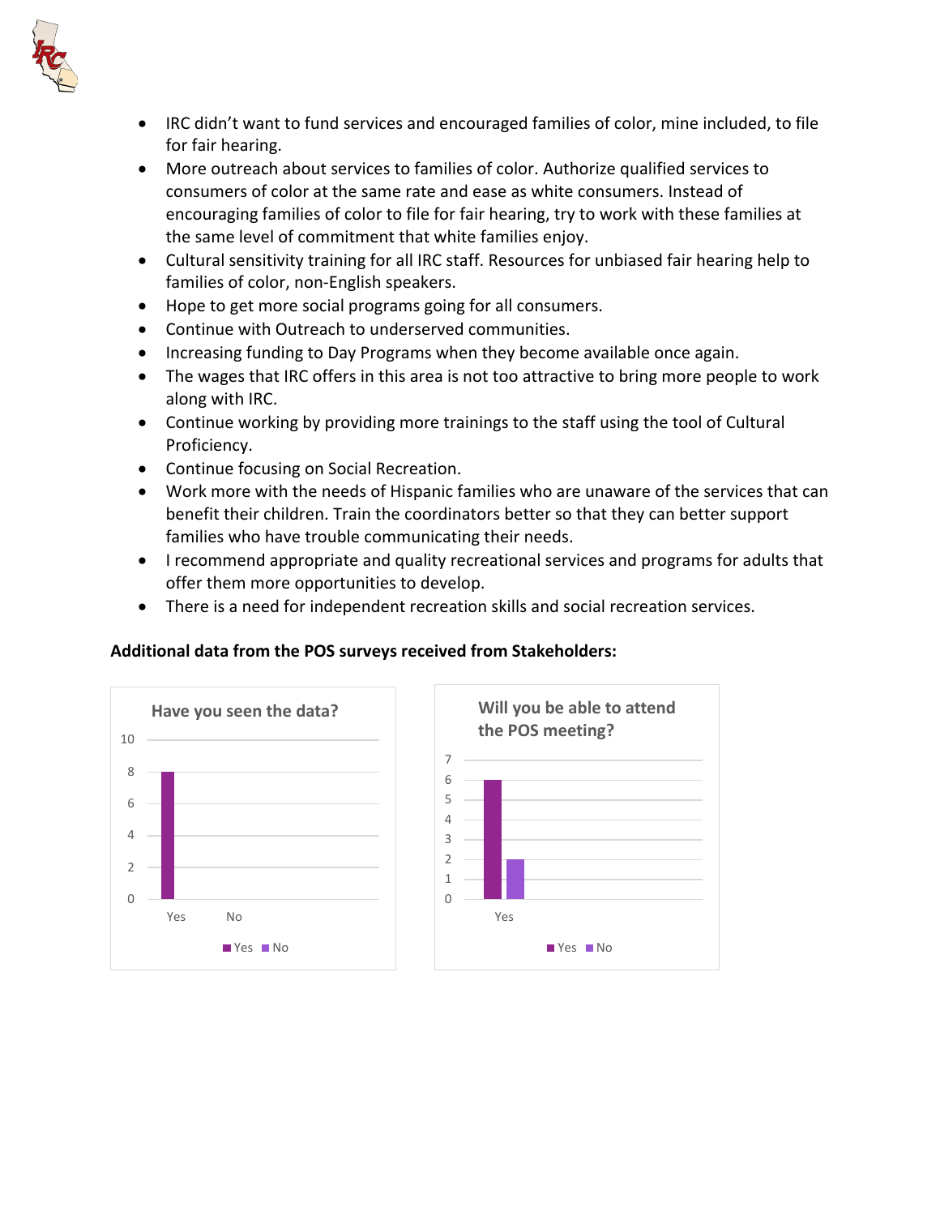- IRC didn't want to fund services and encouraged families of color, mine included, to file for fair hearing.
- More outreach about services to families of color. Authorize qualified services to consumers of color at the same rate and ease as white consumers. Instead of encouraging families of color to file for fair hearing, try to work with these families at the same level of commitment that white families enjoy.
- Cultural sensitivity training for all IRC staff. Resources for unbiased fair hearing help to families of color, non-English speakers.
- Hope to get more social programs going for all consumers.
- Continue with Outreach to underserved communities.
- Increasing funding to Day Programs when they become available once again.
- The wages that IRC offers in this area is not too attractive to bring more people to work along with IRC.
- Continue working by providing more trainings to the staff using the tool of Cultural Proficiency.
- Continue focusing on Social Recreation.
- Work more with the needs of Hispanic families who are unaware of the services that can benefit their children. Train the coordinators better so that they can better support families who have trouble communicating their needs.
- I recommend appropriate and quality recreational services and programs for adults that offer them more opportunities to develop.
- There is a need for independent recreation skills and social recreation services.

**Additional data from the POS surveys received from Stakeholders:**

**Have you seen the data?**

| Response | Count |
|---|---|
| Yes | 8 |
| No | 0 |

**Will you be able to attend the POS meeting?**

| Response | Count |
|---|---|
| Yes | 6 |
| No | 2 |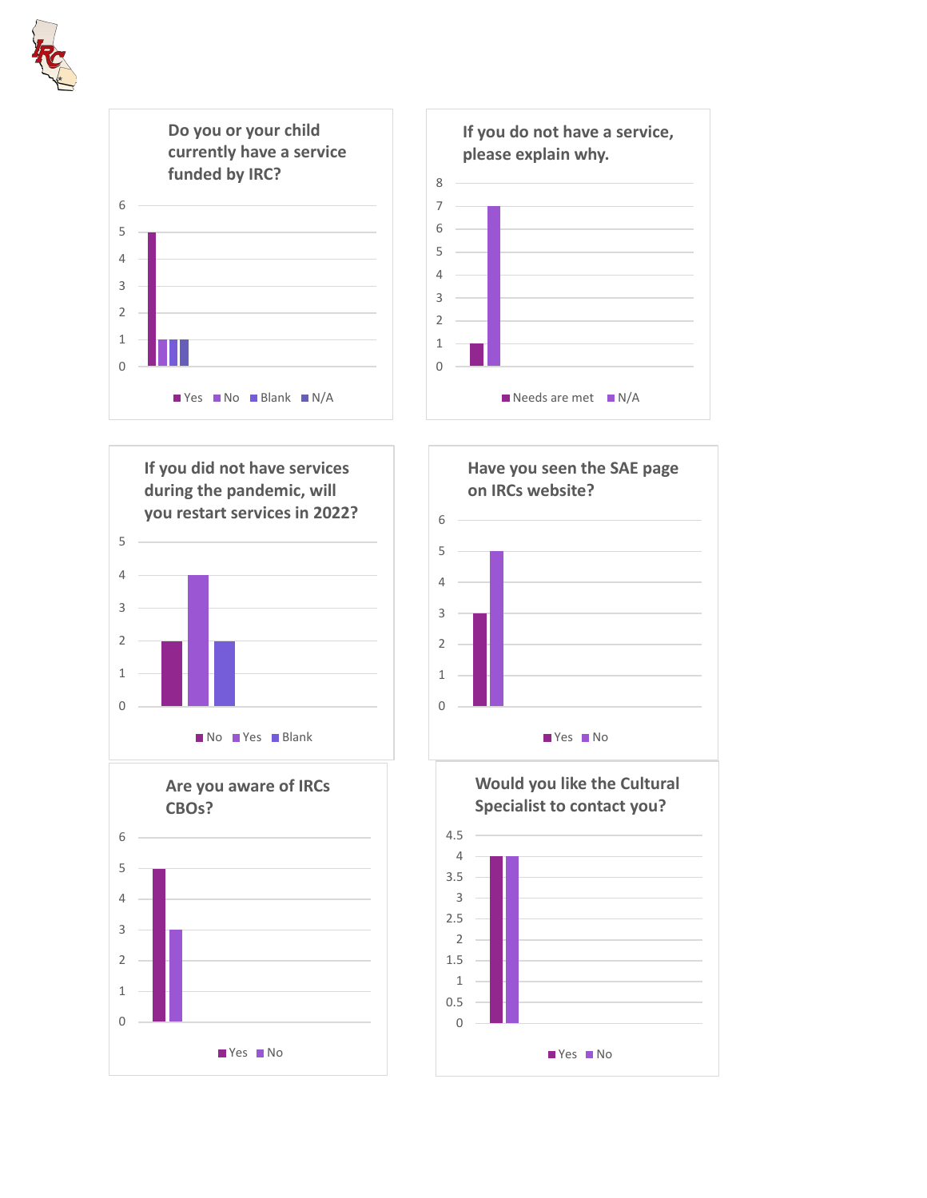### Do you or your child currently have a service funded by IRC?

| Response | Count |
|---|---|
| Yes | 5 |
| No | 1 |
| Blank | 1 |
| N/A | 1 |

### If you do not have a service, please explain why.

| Response | Count |
|---|---|
| Needs are met | 1 |
| N/A | 7 |

### If you did not have services during the pandemic, will you restart services in 2022?

| Response | Count |
|---|---|
| No | 2 |
| Yes | 4 |
| Blank | 2 |

### Have you seen the SAE page on IRCs website?

| Response | Count |
|---|---|
| Yes | 3 |
| No | 5 |

### Are you aware of IRCs CBOs?

| Response | Count |
|---|---|
| Yes | 5 |
| No | 3 |

### Would you like the Cultural Specialist to contact you?

| Response | Count |
|---|---|
| Yes | 4 |
| No | 4 |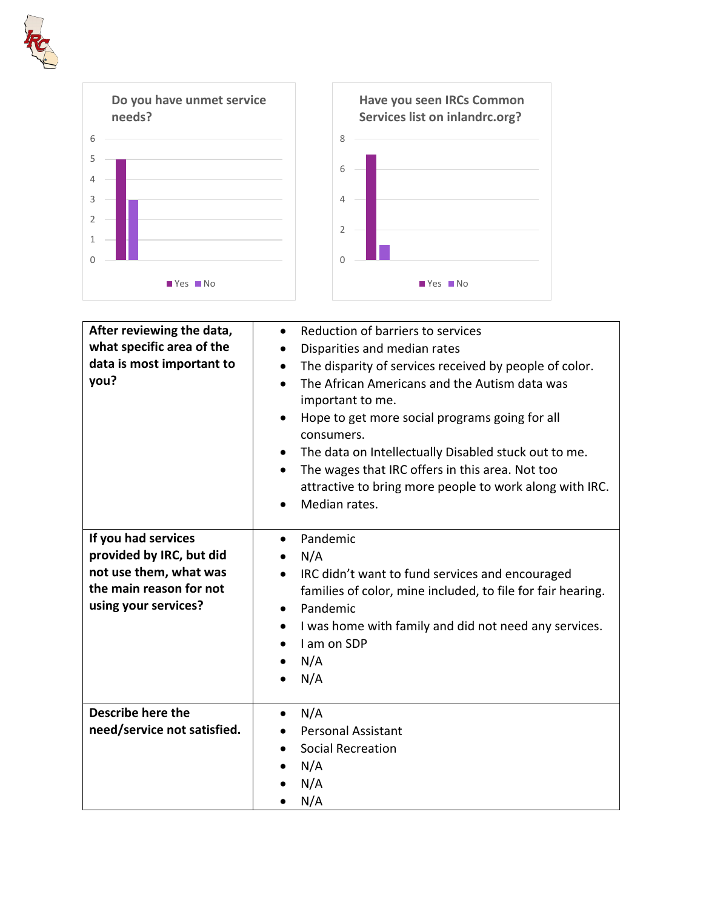**Do you have unmet service needs?**

| | Yes | No |
|---|---|---|
| Count | 5 | 3 |

**Have you seen IRCs Common Services list on inlandrc.org?**

| | Yes | No |
|---|---|---|
| Count | 7 | 1 |

| After reviewing the data, what specific area of the data is most important to you? | <ul><li>Reduction of barriers to services</li><li>Disparities and median rates</li><li>The disparity of services received by people of color.</li><li>The African Americans and the Autism data was important to me.</li><li>Hope to get more social programs going for all consumers.</li><li>The data on Intellectually Disabled stuck out to me.</li><li>The wages that IRC offers in this area. Not too attractive to bring more people to work along with IRC.</li><li>Median rates.</li></ul> |
|---|---|
| **If you had services provided by IRC, but did not use them, what was the main reason for not using your services?** | <ul><li>Pandemic</li><li>N/A</li><li>IRC didn't want to fund services and encouraged families of color, mine included, to file for fair hearing.</li><li>Pandemic</li><li>I was home with family and did not need any services.</li><li>I am on SDP</li><li>N/A</li><li>N/A</li></ul> |
| **Describe here the need/service not satisfied.** | <ul><li>N/A</li><li>Personal Assistant</li><li>Social Recreation</li><li>N/A</li><li>N/A</li><li>N/A</li></ul> |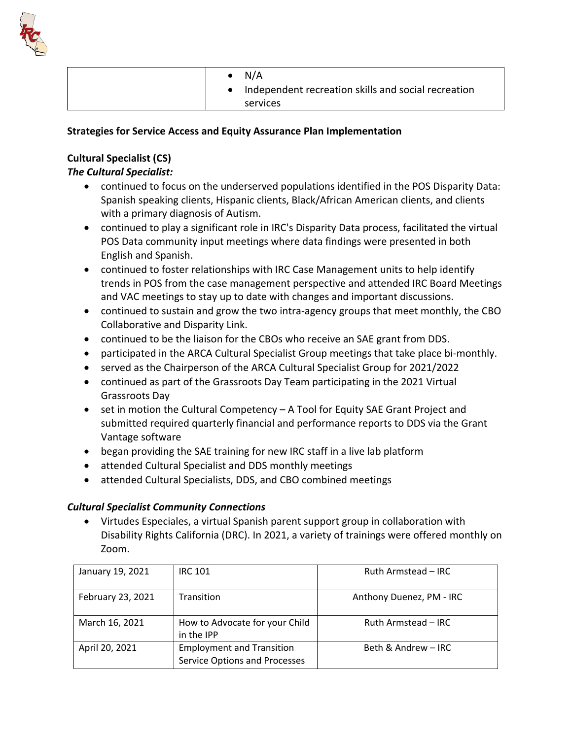| | • N/A<br>• Independent recreation skills and social recreation services |
|---|---|

**Strategies for Service Access and Equity Assurance Plan Implementation**

**Cultural Specialist (CS)**

***The Cultural Specialist:***

- continued to focus on the underserved populations identified in the POS Disparity Data: Spanish speaking clients, Hispanic clients, Black/African American clients, and clients with a primary diagnosis of Autism.
- continued to play a significant role in IRC's Disparity Data process, facilitated the virtual POS Data community input meetings where data findings were presented in both English and Spanish.
- continued to foster relationships with IRC Case Management units to help identify trends in POS from the case management perspective and attended IRC Board Meetings and VAC meetings to stay up to date with changes and important discussions.
- continued to sustain and grow the two intra-agency groups that meet monthly, the CBO Collaborative and Disparity Link.
- continued to be the liaison for the CBOs who receive an SAE grant from DDS.
- participated in the ARCA Cultural Specialist Group meetings that take place bi-monthly.
- served as the Chairperson of the ARCA Cultural Specialist Group for 2021/2022
- continued as part of the Grassroots Day Team participating in the 2021 Virtual Grassroots Day
- set in motion the Cultural Competency – A Tool for Equity SAE Grant Project and submitted required quarterly financial and performance reports to DDS via the Grant Vantage software
- began providing the SAE training for new IRC staff in a live lab platform
- attended Cultural Specialist and DDS monthly meetings
- attended Cultural Specialists, DDS, and CBO combined meetings

***Cultural Specialist Community Connections***

- Virtudes Especiales, a virtual Spanish parent support group in collaboration with Disability Rights California (DRC). In 2021, a variety of trainings were offered monthly on Zoom.

| | | |
|---|---|---|
| January 19, 2021 | IRC 101 | Ruth Armstead – IRC |
| February 23, 2021 | Transition | Anthony Duenez, PM - IRC |
| March 16, 2021 | How to Advocate for your Child in the IPP | Ruth Armstead – IRC |
| April 20, 2021 | Employment and Transition Service Options and Processes | Beth & Andrew – IRC |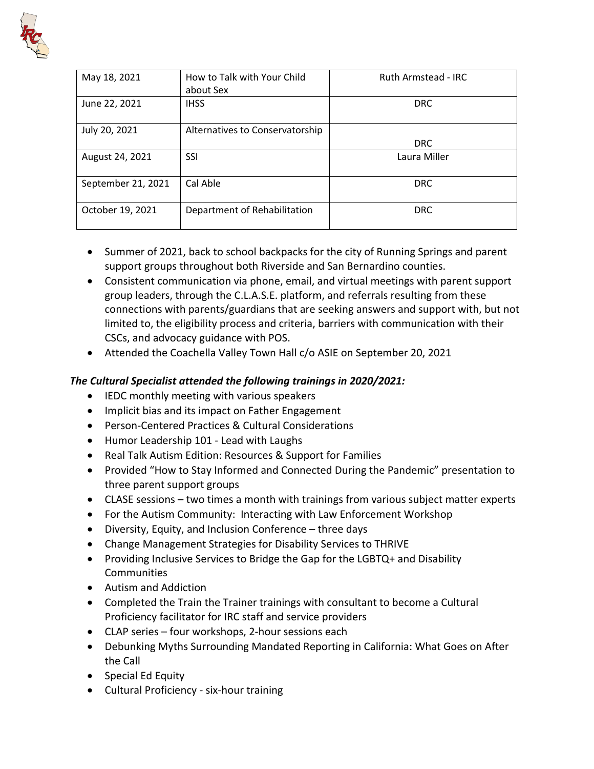| May 18, 2021 | How to Talk with Your Child about Sex | Ruth Armstead - IRC |
|---|---|---|
| June 22, 2021 | IHSS | DRC |
| July 20, 2021 | Alternatives to Conservatorship | DRC |
| August 24, 2021 | SSI | Laura Miller |
| September 21, 2021 | Cal Able | DRC |
| October 19, 2021 | Department of Rehabilitation | DRC |

- Summer of 2021, back to school backpacks for the city of Running Springs and parent support groups throughout both Riverside and San Bernardino counties.
- Consistent communication via phone, email, and virtual meetings with parent support group leaders, through the C.L.A.S.E. platform, and referrals resulting from these connections with parents/guardians that are seeking answers and support with, but not limited to, the eligibility process and criteria, barriers with communication with their CSCs, and advocacy guidance with POS.
- Attended the Coachella Valley Town Hall c/o ASIE on September 20, 2021

***The Cultural Specialist attended the following trainings in 2020/2021:***

- IEDC monthly meeting with various speakers
- Implicit bias and its impact on Father Engagement
- Person-Centered Practices & Cultural Considerations
- Humor Leadership 101 - Lead with Laughs
- Real Talk Autism Edition: Resources & Support for Families
- Provided "How to Stay Informed and Connected During the Pandemic" presentation to three parent support groups
- CLASE sessions – two times a month with trainings from various subject matter experts
- For the Autism Community: Interacting with Law Enforcement Workshop
- Diversity, Equity, and Inclusion Conference – three days
- Change Management Strategies for Disability Services to THRIVE
- Providing Inclusive Services to Bridge the Gap for the LGBTQ+ and Disability Communities
- Autism and Addiction
- Completed the Train the Trainer trainings with consultant to become a Cultural Proficiency facilitator for IRC staff and service providers
- CLAP series – four workshops, 2-hour sessions each
- Debunking Myths Surrounding Mandated Reporting in California: What Goes on After the Call
- Special Ed Equity
- Cultural Proficiency - six-hour training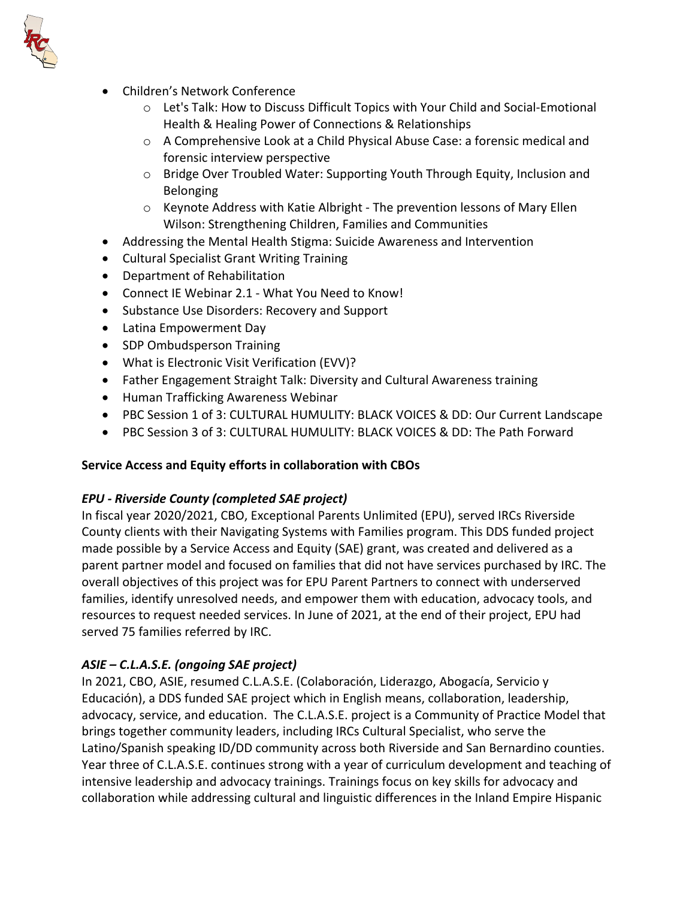- Children's Network Conference
  - Let's Talk: How to Discuss Difficult Topics with Your Child and Social-Emotional Health & Healing Power of Connections & Relationships
  - A Comprehensive Look at a Child Physical Abuse Case: a forensic medical and forensic interview perspective
  - Bridge Over Troubled Water: Supporting Youth Through Equity, Inclusion and Belonging
  - Keynote Address with Katie Albright - The prevention lessons of Mary Ellen Wilson: Strengthening Children, Families and Communities
- Addressing the Mental Health Stigma: Suicide Awareness and Intervention
- Cultural Specialist Grant Writing Training
- Department of Rehabilitation
- Connect IE Webinar 2.1 - What You Need to Know!
- Substance Use Disorders: Recovery and Support
- Latina Empowerment Day
- SDP Ombudsperson Training
- What is Electronic Visit Verification (EVV)?
- Father Engagement Straight Talk: Diversity and Cultural Awareness training
- Human Trafficking Awareness Webinar
- PBC Session 1 of 3: CULTURAL HUMULITY: BLACK VOICES & DD: Our Current Landscape
- PBC Session 3 of 3: CULTURAL HUMULITY: BLACK VOICES & DD: The Path Forward

**Service Access and Equity efforts in collaboration with CBOs**

***EPU - Riverside County (completed SAE project)***

In fiscal year 2020/2021, CBO, Exceptional Parents Unlimited (EPU), served IRCs Riverside County clients with their Navigating Systems with Families program. This DDS funded project made possible by a Service Access and Equity (SAE) grant, was created and delivered as a parent partner model and focused on families that did not have services purchased by IRC. The overall objectives of this project was for EPU Parent Partners to connect with underserved families, identify unresolved needs, and empower them with education, advocacy tools, and resources to request needed services. In June of 2021, at the end of their project, EPU had served 75 families referred by IRC.

***ASIE – C.L.A.S.E. (ongoing SAE project)***

In 2021, CBO, ASIE, resumed C.L.A.S.E. (Colaboración, Liderazgo, Abogacía, Servicio y Educación), a DDS funded SAE project which in English means, collaboration, leadership, advocacy, service, and education. The C.L.A.S.E. project is a Community of Practice Model that brings together community leaders, including IRCs Cultural Specialist, who serve the Latino/Spanish speaking ID/DD community across both Riverside and San Bernardino counties. Year three of C.L.A.S.E. continues strong with a year of curriculum development and teaching of intensive leadership and advocacy trainings. Trainings focus on key skills for advocacy and collaboration while addressing cultural and linguistic differences in the Inland Empire Hispanic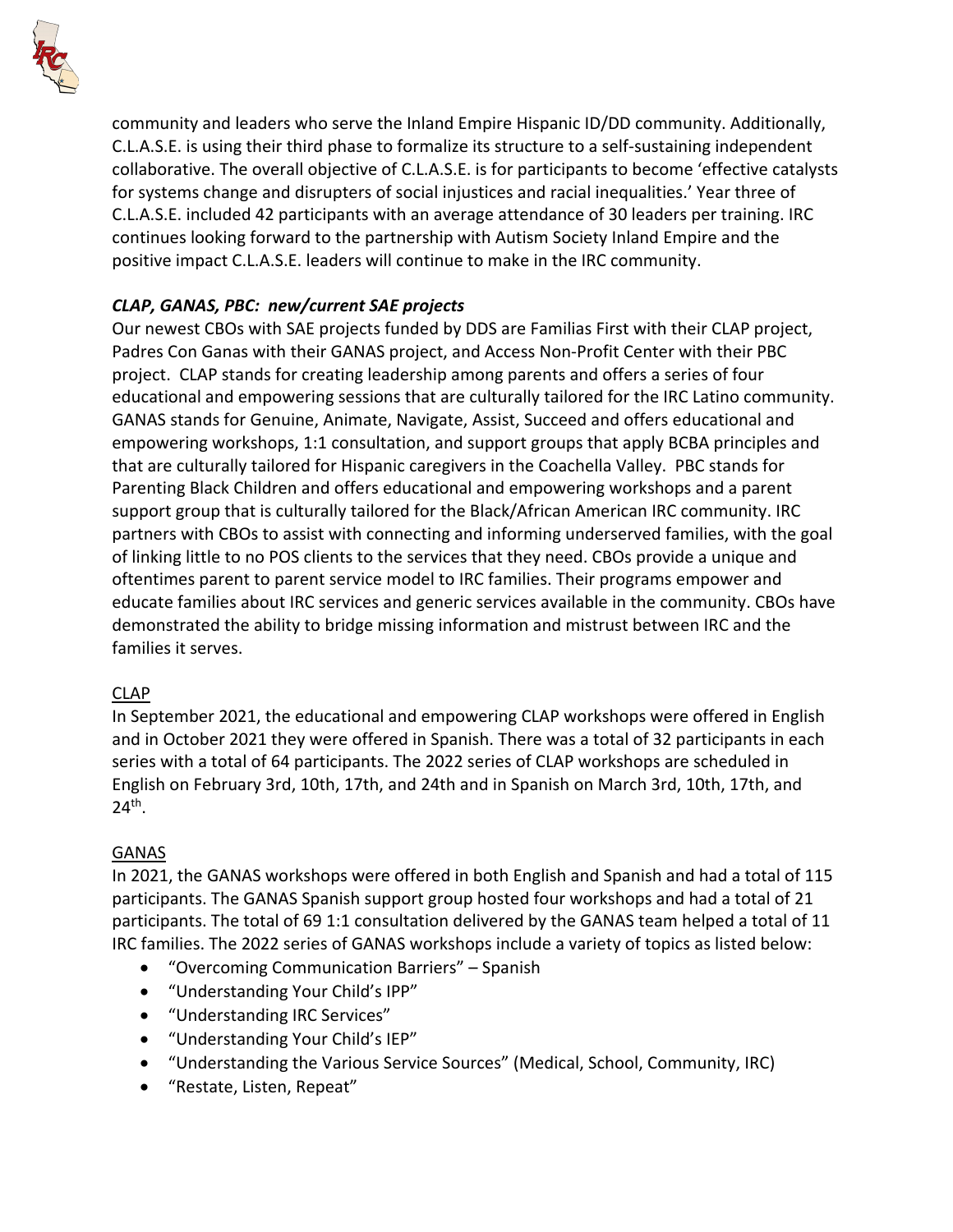community and leaders who serve the Inland Empire Hispanic ID/DD community. Additionally, C.L.A.S.E. is using their third phase to formalize its structure to a self-sustaining independent collaborative. The overall objective of C.L.A.S.E. is for participants to become 'effective catalysts for systems change and disrupters of social injustices and racial inequalities.' Year three of C.L.A.S.E. included 42 participants with an average attendance of 30 leaders per training. IRC continues looking forward to the partnership with Autism Society Inland Empire and the positive impact C.L.A.S.E. leaders will continue to make in the IRC community.

***CLAP, GANAS, PBC: new/current SAE projects***

Our newest CBOs with SAE projects funded by DDS are Familias First with their CLAP project, Padres Con Ganas with their GANAS project, and Access Non-Profit Center with their PBC project. CLAP stands for creating leadership among parents and offers a series of four educational and empowering sessions that are culturally tailored for the IRC Latino community. GANAS stands for Genuine, Animate, Navigate, Assist, Succeed and offers educational and empowering workshops, 1:1 consultation, and support groups that apply BCBA principles and that are culturally tailored for Hispanic caregivers in the Coachella Valley. PBC stands for Parenting Black Children and offers educational and empowering workshops and a parent support group that is culturally tailored for the Black/African American IRC community. IRC partners with CBOs to assist with connecting and informing underserved families, with the goal of linking little to no POS clients to the services that they need. CBOs provide a unique and oftentimes parent to parent service model to IRC families. Their programs empower and educate families about IRC services and generic services available in the community. CBOs have demonstrated the ability to bridge missing information and mistrust between IRC and the families it serves.

<u>CLAP</u>

In September 2021, the educational and empowering CLAP workshops were offered in English and in October 2021 they were offered in Spanish. There was a total of 32 participants in each series with a total of 64 participants. The 2022 series of CLAP workshops are scheduled in English on February 3rd, 10th, 17th, and 24th and in Spanish on March 3rd, 10th, 17th, and 24th.

<u>GANAS</u>

In 2021, the GANAS workshops were offered in both English and Spanish and had a total of 115 participants. The GANAS Spanish support group hosted four workshops and had a total of 21 participants. The total of 69 1:1 consultation delivered by the GANAS team helped a total of 11 IRC families. The 2022 series of GANAS workshops include a variety of topics as listed below:

- "Overcoming Communication Barriers" – Spanish
- "Understanding Your Child's IPP"
- "Understanding IRC Services"
- "Understanding Your Child's IEP"
- "Understanding the Various Service Sources" (Medical, School, Community, IRC)
- "Restate, Listen, Repeat"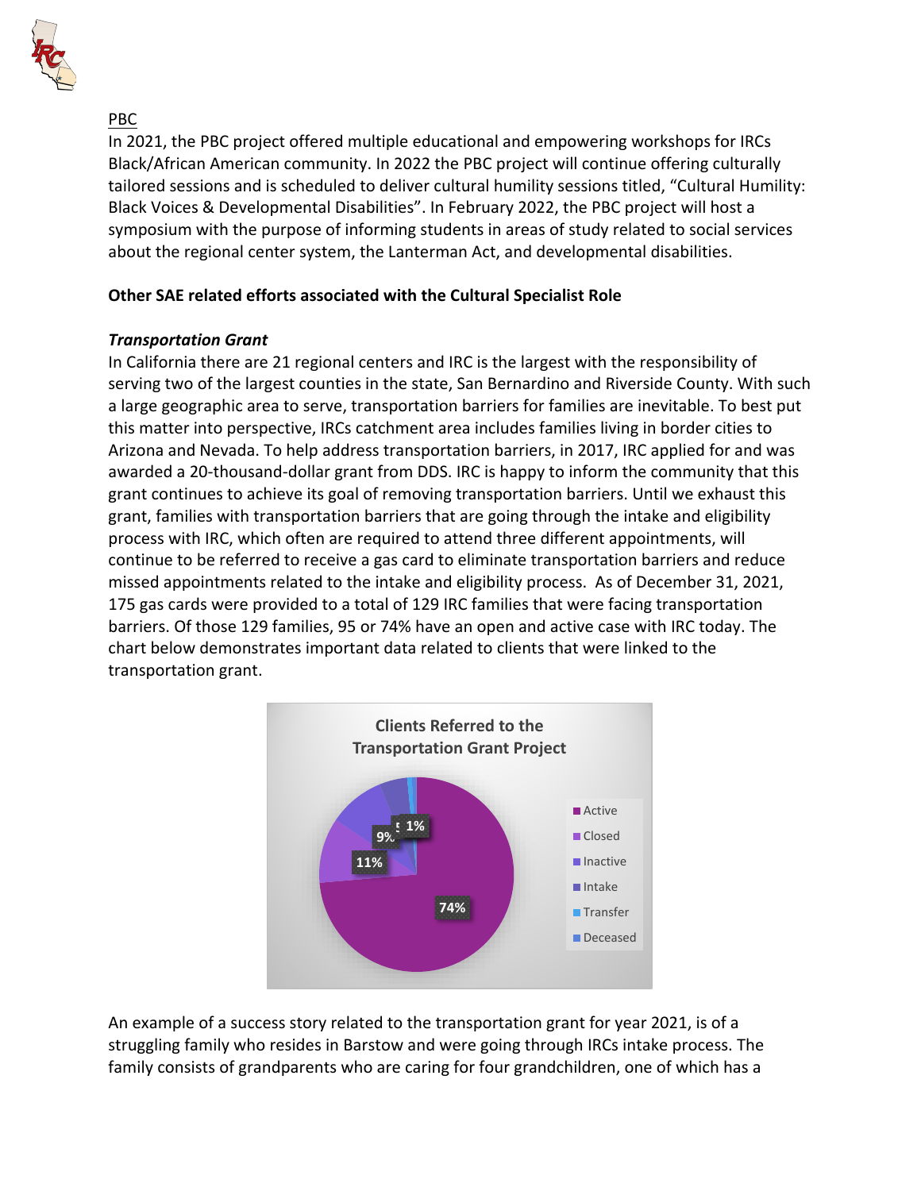PBC

In 2021, the PBC project offered multiple educational and empowering workshops for IRCs Black/African American community. In 2022 the PBC project will continue offering culturally tailored sessions and is scheduled to deliver cultural humility sessions titled, "Cultural Humility: Black Voices & Developmental Disabilities". In February 2022, the PBC project will host a symposium with the purpose of informing students in areas of study related to social services about the regional center system, the Lanterman Act, and developmental disabilities.

**Other SAE related efforts associated with the Cultural Specialist Role**

***Transportation Grant***

In California there are 21 regional centers and IRC is the largest with the responsibility of serving two of the largest counties in the state, San Bernardino and Riverside County. With such a large geographic area to serve, transportation barriers for families are inevitable. To best put this matter into perspective, IRCs catchment area includes families living in border cities to Arizona and Nevada. To help address transportation barriers, in 2017, IRC applied for and was awarded a 20-thousand-dollar grant from DDS. IRC is happy to inform the community that this grant continues to achieve its goal of removing transportation barriers. Until we exhaust this grant, families with transportation barriers that are going through the intake and eligibility process with IRC, which often are required to attend three different appointments, will continue to be referred to receive a gas card to eliminate transportation barriers and reduce missed appointments related to the intake and eligibility process. As of December 31, 2021, 175 gas cards were provided to a total of 129 IRC families that were facing transportation barriers. Of those 129 families, 95 or 74% have an open and active case with IRC today. The chart below demonstrates important data related to clients that were linked to the transportation grant.

**Clients Referred to the Transportation Grant Project**

| Status | Percentage |
|---|---|
| Active | 74% |
| Closed | 11% |
| Inactive | 9% |
| Intake | 5% |
| Transfer | 1% |
| Deceased | |

An example of a success story related to the transportation grant for year 2021, is of a struggling family who resides in Barstow and were going through IRCs intake process. The family consists of grandparents who are caring for four grandchildren, one of which has a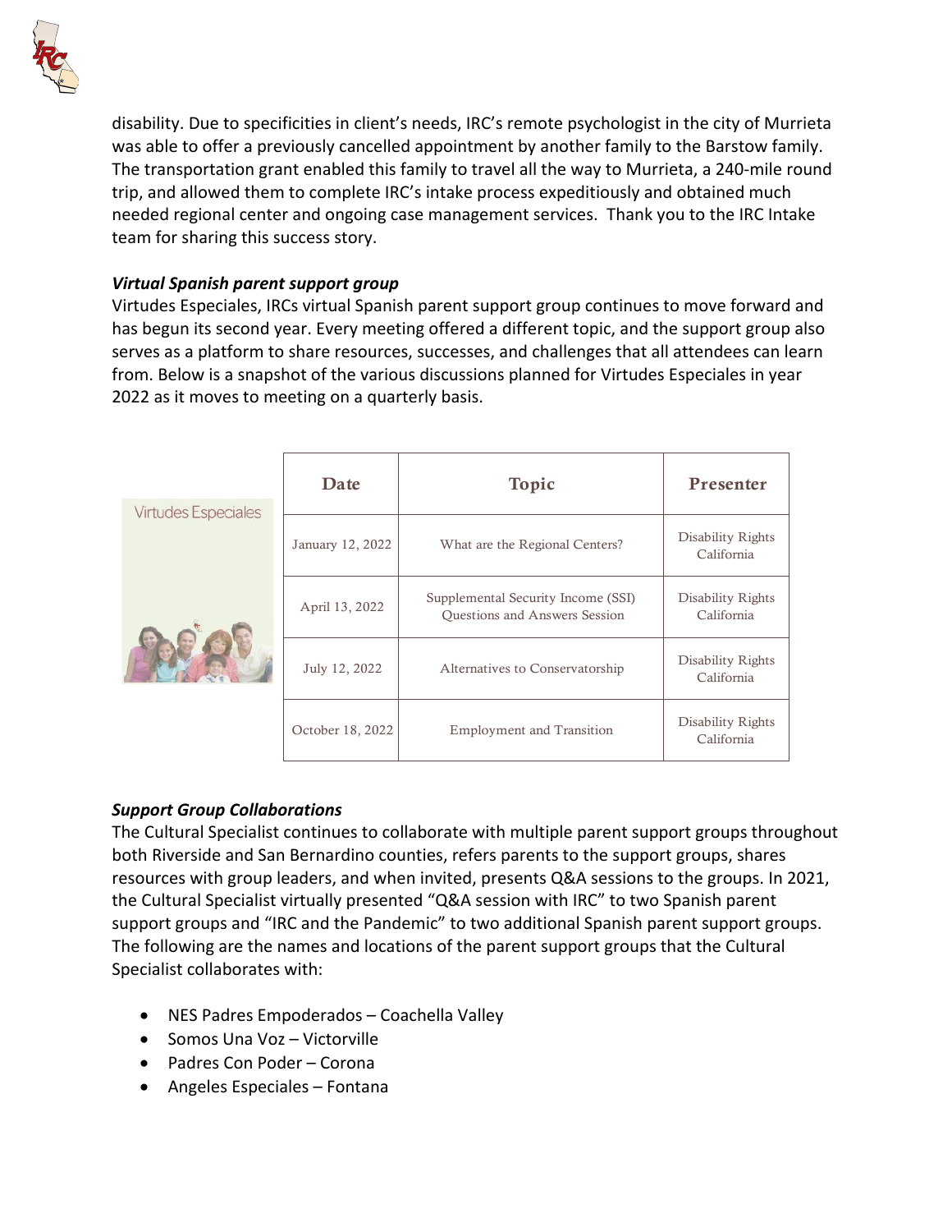disability. Due to specificities in client's needs, IRC's remote psychologist in the city of Murrieta was able to offer a previously cancelled appointment by another family to the Barstow family. The transportation grant enabled this family to travel all the way to Murrieta, a 240-mile round trip, and allowed them to complete IRC's intake process expeditiously and obtained much needed regional center and ongoing case management services. Thank you to the IRC Intake team for sharing this success story.

***Virtual Spanish parent support group***

Virtudes Especiales, IRCs virtual Spanish parent support group continues to move forward and has begun its second year. Every meeting offered a different topic, and the support group also serves as a platform to share resources, successes, and challenges that all attendees can learn from. Below is a snapshot of the various discussions planned for Virtudes Especiales in year 2022 as it moves to meeting on a quarterly basis.

Virtudes Especiales

| Date | Topic | Presenter |
|---|---|---|
| January 12, 2022 | What are the Regional Centers? | Disability Rights California |
| April 13, 2022 | Supplemental Security Income (SSI) Questions and Answers Session | Disability Rights California |
| July 12, 2022 | Alternatives to Conservatorship | Disability Rights California |
| October 18, 2022 | Employment and Transition | Disability Rights California |

***Support Group Collaborations***

The Cultural Specialist continues to collaborate with multiple parent support groups throughout both Riverside and San Bernardino counties, refers parents to the support groups, shares resources with group leaders, and when invited, presents Q&A sessions to the groups. In 2021, the Cultural Specialist virtually presented "Q&A session with IRC" to two Spanish parent support groups and "IRC and the Pandemic" to two additional Spanish parent support groups. The following are the names and locations of the parent support groups that the Cultural Specialist collaborates with:

- NES Padres Empoderados – Coachella Valley
- Somos Una Voz – Victorville
- Padres Con Poder – Corona
- Angeles Especiales – Fontana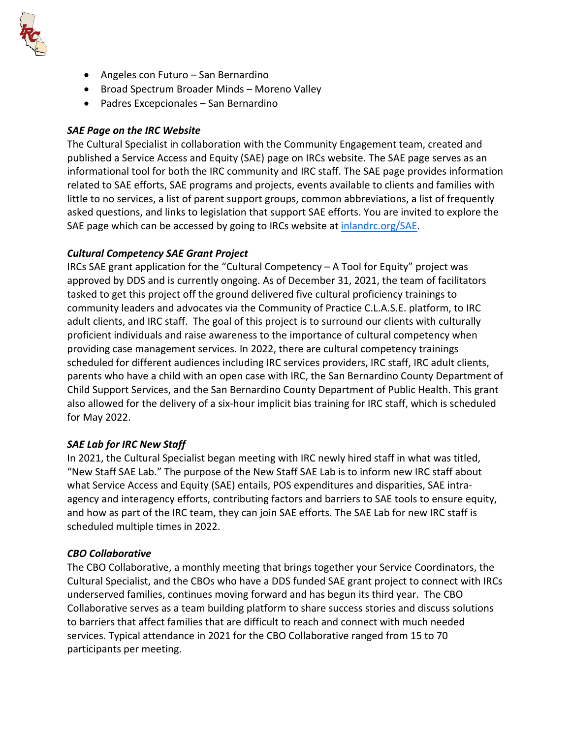- Angeles con Futuro – San Bernardino
- Broad Spectrum Broader Minds – Moreno Valley
- Padres Excepcionales – San Bernardino

***SAE Page on the IRC Website***

The Cultural Specialist in collaboration with the Community Engagement team, created and published a Service Access and Equity (SAE) page on IRCs website. The SAE page serves as an informational tool for both the IRC community and IRC staff. The SAE page provides information related to SAE efforts, SAE programs and projects, events available to clients and families with little to no services, a list of parent support groups, common abbreviations, a list of frequently asked questions, and links to legislation that support SAE efforts. You are invited to explore the SAE page which can be accessed by going to IRCs website at [inlandrc.org/SAE](inlandrc.org/SAE).

***Cultural Competency SAE Grant Project***

IRCs SAE grant application for the "Cultural Competency – A Tool for Equity" project was approved by DDS and is currently ongoing. As of December 31, 2021, the team of facilitators tasked to get this project off the ground delivered five cultural proficiency trainings to community leaders and advocates via the Community of Practice C.L.A.S.E. platform, to IRC adult clients, and IRC staff. The goal of this project is to surround our clients with culturally proficient individuals and raise awareness to the importance of cultural competency when providing case management services. In 2022, there are cultural competency trainings scheduled for different audiences including IRC services providers, IRC staff, IRC adult clients, parents who have a child with an open case with IRC, the San Bernardino County Department of Child Support Services, and the San Bernardino County Department of Public Health. This grant also allowed for the delivery of a six-hour implicit bias training for IRC staff, which is scheduled for May 2022.

***SAE Lab for IRC New Staff***

In 2021, the Cultural Specialist began meeting with IRC newly hired staff in what was titled, "New Staff SAE Lab." The purpose of the New Staff SAE Lab is to inform new IRC staff about what Service Access and Equity (SAE) entails, POS expenditures and disparities, SAE intra-agency and interagency efforts, contributing factors and barriers to SAE tools to ensure equity, and how as part of the IRC team, they can join SAE efforts. The SAE Lab for new IRC staff is scheduled multiple times in 2022.

***CBO Collaborative***

The CBO Collaborative, a monthly meeting that brings together your Service Coordinators, the Cultural Specialist, and the CBOs who have a DDS funded SAE grant project to connect with IRCs underserved families, continues moving forward and has begun its third year. The CBO Collaborative serves as a team building platform to share success stories and discuss solutions to barriers that affect families that are difficult to reach and connect with much needed services. Typical attendance in 2021 for the CBO Collaborative ranged from 15 to 70 participants per meeting.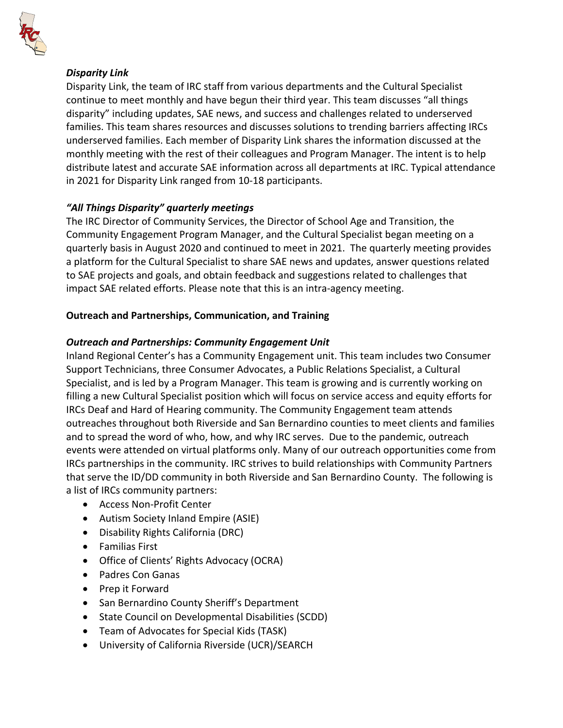***Disparity Link***

Disparity Link, the team of IRC staff from various departments and the Cultural Specialist continue to meet monthly and have begun their third year. This team discusses "all things disparity" including updates, SAE news, and success and challenges related to underserved families. This team shares resources and discusses solutions to trending barriers affecting IRCs underserved families. Each member of Disparity Link shares the information discussed at the monthly meeting with the rest of their colleagues and Program Manager. The intent is to help distribute latest and accurate SAE information across all departments at IRC. Typical attendance in 2021 for Disparity Link ranged from 10-18 participants.

***"All Things Disparity" quarterly meetings***

The IRC Director of Community Services, the Director of School Age and Transition, the Community Engagement Program Manager, and the Cultural Specialist began meeting on a quarterly basis in August 2020 and continued to meet in 2021. The quarterly meeting provides a platform for the Cultural Specialist to share SAE news and updates, answer questions related to SAE projects and goals, and obtain feedback and suggestions related to challenges that impact SAE related efforts. Please note that this is an intra-agency meeting.

**Outreach and Partnerships, Communication, and Training**

***Outreach and Partnerships: Community Engagement Unit***

Inland Regional Center's has a Community Engagement unit. This team includes two Consumer Support Technicians, three Consumer Advocates, a Public Relations Specialist, a Cultural Specialist, and is led by a Program Manager. This team is growing and is currently working on filling a new Cultural Specialist position which will focus on service access and equity efforts for IRCs Deaf and Hard of Hearing community. The Community Engagement team attends outreaches throughout both Riverside and San Bernardino counties to meet clients and families and to spread the word of who, how, and why IRC serves. Due to the pandemic, outreach events were attended on virtual platforms only. Many of our outreach opportunities come from IRCs partnerships in the community. IRC strives to build relationships with Community Partners that serve the ID/DD community in both Riverside and San Bernardino County. The following is a list of IRCs community partners:

- Access Non-Profit Center
- Autism Society Inland Empire (ASIE)
- Disability Rights California (DRC)
- Familias First
- Office of Clients' Rights Advocacy (OCRA)
- Padres Con Ganas
- Prep it Forward
- San Bernardino County Sheriff's Department
- State Council on Developmental Disabilities (SCDD)
- Team of Advocates for Special Kids (TASK)
- University of California Riverside (UCR)/SEARCH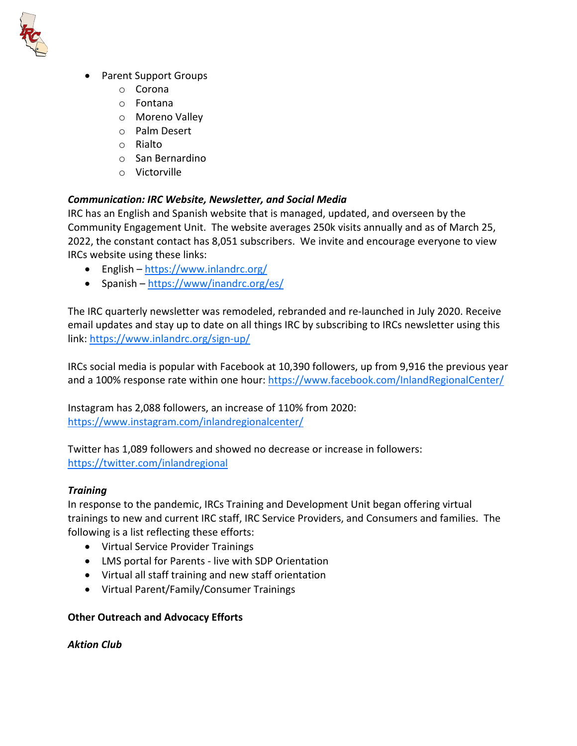- Parent Support Groups
    - Corona
    - Fontana
    - Moreno Valley
    - Palm Desert
    - Rialto
    - San Bernardino
    - Victorville

***Communication: IRC Website, Newsletter, and Social Media***

IRC has an English and Spanish website that is managed, updated, and overseen by the Community Engagement Unit. The website averages 250k visits annually and as of March 25, 2022, the constant contact has 8,051 subscribers. We invite and encourage everyone to view IRCs website using these links:

- English – https://www.inlandrc.org/
- Spanish – https://www/inandrc.org/es/

The IRC quarterly newsletter was remodeled, rebranded and re-launched in July 2020. Receive email updates and stay up to date on all things IRC by subscribing to IRCs newsletter using this link: https://www.inlandrc.org/sign-up/

IRCs social media is popular with Facebook at 10,390 followers, up from 9,916 the previous year and a 100% response rate within one hour: https://www.facebook.com/InlandRegionalCenter/

Instagram has 2,088 followers, an increase of 110% from 2020: https://www.instagram.com/inlandregionalcenter/

Twitter has 1,089 followers and showed no decrease or increase in followers: https://twitter.com/inlandregional

***Training***

In response to the pandemic, IRCs Training and Development Unit began offering virtual trainings to new and current IRC staff, IRC Service Providers, and Consumers and families. The following is a list reflecting these efforts:

- Virtual Service Provider Trainings
- LMS portal for Parents - live with SDP Orientation
- Virtual all staff training and new staff orientation
- Virtual Parent/Family/Consumer Trainings

**Other Outreach and Advocacy Efforts**

***Aktion Club***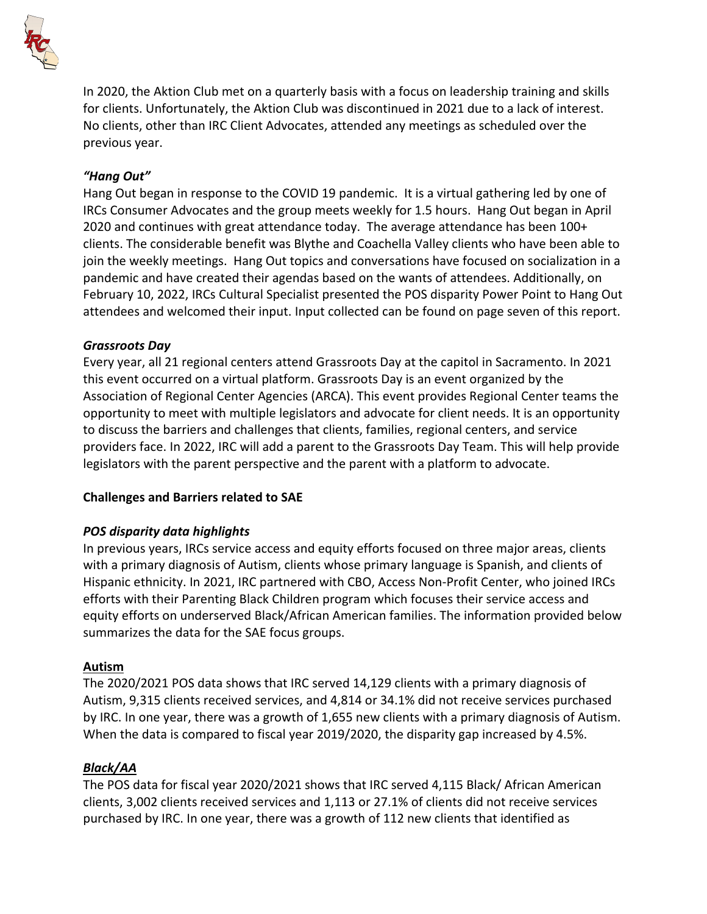In 2020, the Aktion Club met on a quarterly basis with a focus on leadership training and skills for clients. Unfortunately, the Aktion Club was discontinued in 2021 due to a lack of interest. No clients, other than IRC Client Advocates, attended any meetings as scheduled over the previous year.

### *"Hang Out"*

Hang Out began in response to the COVID 19 pandemic. It is a virtual gathering led by one of IRCs Consumer Advocates and the group meets weekly for 1.5 hours. Hang Out began in April 2020 and continues with great attendance today. The average attendance has been 100+ clients. The considerable benefit was Blythe and Coachella Valley clients who have been able to join the weekly meetings. Hang Out topics and conversations have focused on socialization in a pandemic and have created their agendas based on the wants of attendees. Additionally, on February 10, 2022, IRCs Cultural Specialist presented the POS disparity Power Point to Hang Out attendees and welcomed their input. Input collected can be found on page seven of this report.

### *Grassroots Day*

Every year, all 21 regional centers attend Grassroots Day at the capitol in Sacramento. In 2021 this event occurred on a virtual platform. Grassroots Day is an event organized by the Association of Regional Center Agencies (ARCA). This event provides Regional Center teams the opportunity to meet with multiple legislators and advocate for client needs. It is an opportunity to discuss the barriers and challenges that clients, families, regional centers, and service providers face. In 2022, IRC will add a parent to the Grassroots Day Team. This will help provide legislators with the parent perspective and the parent with a platform to advocate.

## **Challenges and Barriers related to SAE**

### *POS disparity data highlights*

In previous years, IRCs service access and equity efforts focused on three major areas, clients with a primary diagnosis of Autism, clients whose primary language is Spanish, and clients of Hispanic ethnicity. In 2021, IRC partnered with CBO, Access Non-Profit Center, who joined IRCs efforts with their Parenting Black Children program which focuses their service access and equity efforts on underserved Black/African American families. The information provided below summarizes the data for the SAE focus groups.

### <u>**Autism**</u>

The 2020/2021 POS data shows that IRC served 14,129 clients with a primary diagnosis of Autism, 9,315 clients received services, and 4,814 or 34.1% did not receive services purchased by IRC. In one year, there was a growth of 1,655 new clients with a primary diagnosis of Autism. When the data is compared to fiscal year 2019/2020, the disparity gap increased by 4.5%.

### <u>***Black/AA***</u>

The POS data for fiscal year 2020/2021 shows that IRC served 4,115 Black/ African American clients, 3,002 clients received services and 1,113 or 27.1% of clients did not receive services purchased by IRC. In one year, there was a growth of 112 new clients that identified as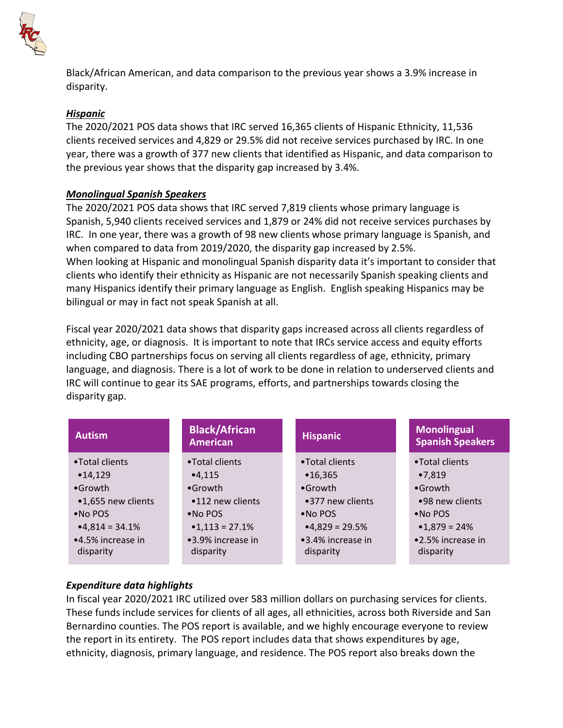Black/African American, and data comparison to the previous year shows a 3.9% increase in disparity.

***Hispanic***

The 2020/2021 POS data shows that IRC served 16,365 clients of Hispanic Ethnicity, 11,536 clients received services and 4,829 or 29.5% did not receive services purchased by IRC. In one year, there was a growth of 377 new clients that identified as Hispanic, and data comparison to the previous year shows that the disparity gap increased by 3.4%.

***Monolingual Spanish Speakers***

The 2020/2021 POS data shows that IRC served 7,819 clients whose primary language is Spanish, 5,940 clients received services and 1,879 or 24% did not receive services purchases by IRC. In one year, there was a growth of 98 new clients whose primary language is Spanish, and when compared to data from 2019/2020, the disparity gap increased by 2.5%.
When looking at Hispanic and monolingual Spanish disparity data it's important to consider that clients who identify their ethnicity as Hispanic are not necessarily Spanish speaking clients and many Hispanics identify their primary language as English. English speaking Hispanics may be bilingual or may in fact not speak Spanish at all.

Fiscal year 2020/2021 data shows that disparity gaps increased across all clients regardless of ethnicity, age, or diagnosis. It is important to note that IRCs service access and equity efforts including CBO partnerships focus on serving all clients regardless of age, ethnicity, primary language, and diagnosis. There is a lot of work to be done in relation to underserved clients and IRC will continue to gear its SAE programs, efforts, and partnerships towards closing the disparity gap.

| Autism | Black/African American | Hispanic | Monolingual Spanish Speakers |
|---|---|---|---|
| •Total clients<br>•14,129<br>•Growth<br>•1,655 new clients<br>•No POS<br>•4,814 = 34.1%<br>•4.5% increase in disparity | •Total clients<br>•4,115<br>•Growth<br>•112 new clients<br>•No POS<br>•1,113 = 27.1%<br>•3.9% increase in disparity | •Total clients<br>•16,365<br>•Growth<br>•377 new clients<br>•No POS<br>•4,829 = 29.5%<br>•3.4% increase in disparity | •Total clients<br>•7,819<br>•Growth<br>•98 new clients<br>•No POS<br>•1,879 = 24%<br>•2.5% increase in disparity |

***Expenditure data highlights***

In fiscal year 2020/2021 IRC utilized over 583 million dollars on purchasing services for clients. These funds include services for clients of all ages, all ethnicities, across both Riverside and San Bernardino counties. The POS report is available, and we highly encourage everyone to review the report in its entirety. The POS report includes data that shows expenditures by age, ethnicity, diagnosis, primary language, and residence. The POS report also breaks down the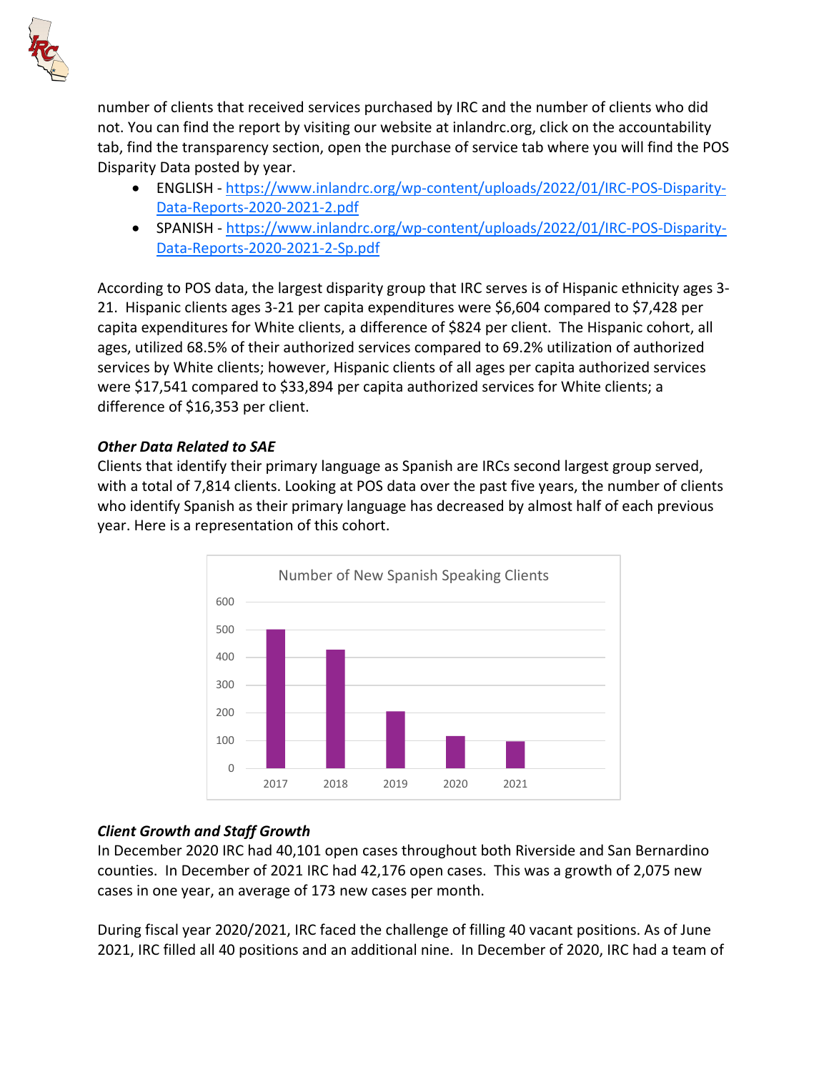number of clients that received services purchased by IRC and the number of clients who did not. You can find the report by visiting our website at inlandrc.org, click on the accountability tab, find the transparency section, open the purchase of service tab where you will find the POS Disparity Data posted by year.

- ENGLISH - https://www.inlandrc.org/wp-content/uploads/2022/01/IRC-POS-Disparity-Data-Reports-2020-2021-2.pdf
- SPANISH - https://www.inlandrc.org/wp-content/uploads/2022/01/IRC-POS-Disparity-Data-Reports-2020-2021-2-Sp.pdf

According to POS data, the largest disparity group that IRC serves is of Hispanic ethnicity ages 3-21. Hispanic clients ages 3-21 per capita expenditures were $6,604 compared to $7,428 per capita expenditures for White clients, a difference of $824 per client. The Hispanic cohort, all ages, utilized 68.5% of their authorized services compared to 69.2% utilization of authorized services by White clients; however, Hispanic clients of all ages per capita authorized services were $17,541 compared to $33,894 per capita authorized services for White clients; a difference of $16,353 per client.

### *Other Data Related to SAE*

Clients that identify their primary language as Spanish are IRCs second largest group served, with a total of 7,814 clients. Looking at POS data over the past five years, the number of clients who identify Spanish as their primary language has decreased by almost half of each previous year. Here is a representation of this cohort.

Number of New Spanish Speaking Clients

| Year | Number of New Spanish Speaking Clients |
|---|---|
| 2017 | ~500 |
| 2018 | ~425 |
| 2019 | ~205 |
| 2020 | ~115 |
| 2021 | ~95 |

### *Client Growth and Staff Growth*

In December 2020 IRC had 40,101 open cases throughout both Riverside and San Bernardino counties. In December of 2021 IRC had 42,176 open cases. This was a growth of 2,075 new cases in one year, an average of 173 new cases per month.

During fiscal year 2020/2021, IRC faced the challenge of filling 40 vacant positions. As of June 2021, IRC filled all 40 positions and an additional nine. In December of 2020, IRC had a team of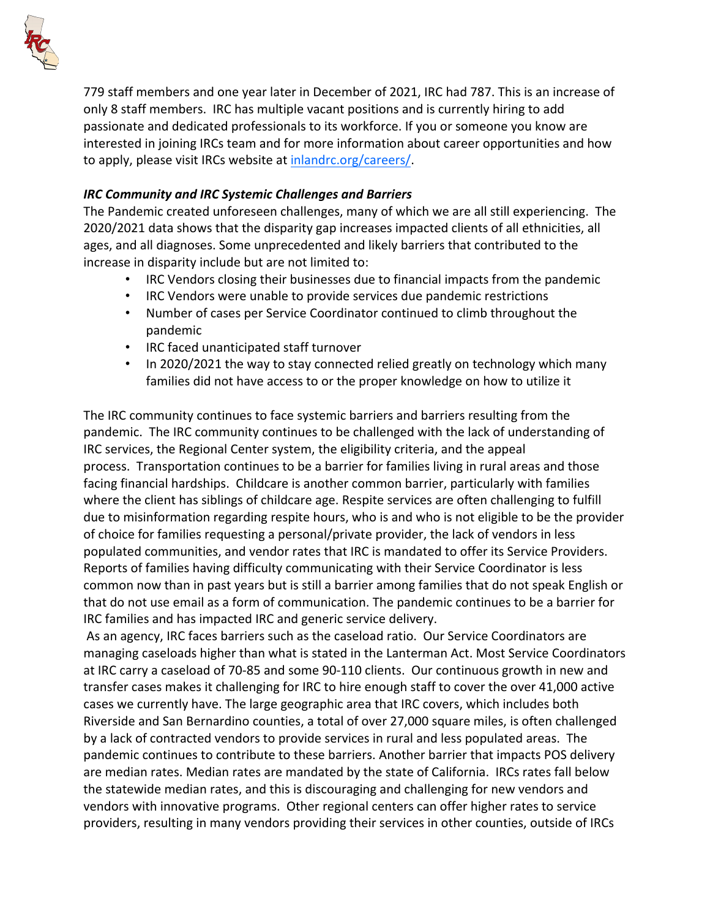779 staff members and one year later in December of 2021, IRC had 787. This is an increase of only 8 staff members. IRC has multiple vacant positions and is currently hiring to add passionate and dedicated professionals to its workforce. If you or someone you know are interested in joining IRCs team and for more information about career opportunities and how to apply, please visit IRCs website at [inlandrc.org/careers/](inlandrc.org/careers/).

***IRC Community and IRC Systemic Challenges and Barriers***

The Pandemic created unforeseen challenges, many of which we are all still experiencing. The 2020/2021 data shows that the disparity gap increases impacted clients of all ethnicities, all ages, and all diagnoses. Some unprecedented and likely barriers that contributed to the increase in disparity include but are not limited to:

- IRC Vendors closing their businesses due to financial impacts from the pandemic
- IRC Vendors were unable to provide services due pandemic restrictions
- Number of cases per Service Coordinator continued to climb throughout the pandemic
- IRC faced unanticipated staff turnover
- In 2020/2021 the way to stay connected relied greatly on technology which many families did not have access to or the proper knowledge on how to utilize it

The IRC community continues to face systemic barriers and barriers resulting from the pandemic. The IRC community continues to be challenged with the lack of understanding of IRC services, the Regional Center system, the eligibility criteria, and the appeal process. Transportation continues to be a barrier for families living in rural areas and those facing financial hardships. Childcare is another common barrier, particularly with families where the client has siblings of childcare age. Respite services are often challenging to fulfill due to misinformation regarding respite hours, who is and who is not eligible to be the provider of choice for families requesting a personal/private provider, the lack of vendors in less populated communities, and vendor rates that IRC is mandated to offer its Service Providers. Reports of families having difficulty communicating with their Service Coordinator is less common now than in past years but is still a barrier among families that do not speak English or that do not use email as a form of communication. The pandemic continues to be a barrier for IRC families and has impacted IRC and generic service delivery.

As an agency, IRC faces barriers such as the caseload ratio. Our Service Coordinators are managing caseloads higher than what is stated in the Lanterman Act. Most Service Coordinators at IRC carry a caseload of 70-85 and some 90-110 clients. Our continuous growth in new and transfer cases makes it challenging for IRC to hire enough staff to cover the over 41,000 active cases we currently have. The large geographic area that IRC covers, which includes both Riverside and San Bernardino counties, a total of over 27,000 square miles, is often challenged by a lack of contracted vendors to provide services in rural and less populated areas. The pandemic continues to contribute to these barriers. Another barrier that impacts POS delivery are median rates. Median rates are mandated by the state of California. IRCs rates fall below the statewide median rates, and this is discouraging and challenging for new vendors and vendors with innovative programs. Other regional centers can offer higher rates to service providers, resulting in many vendors providing their services in other counties, outside of IRCs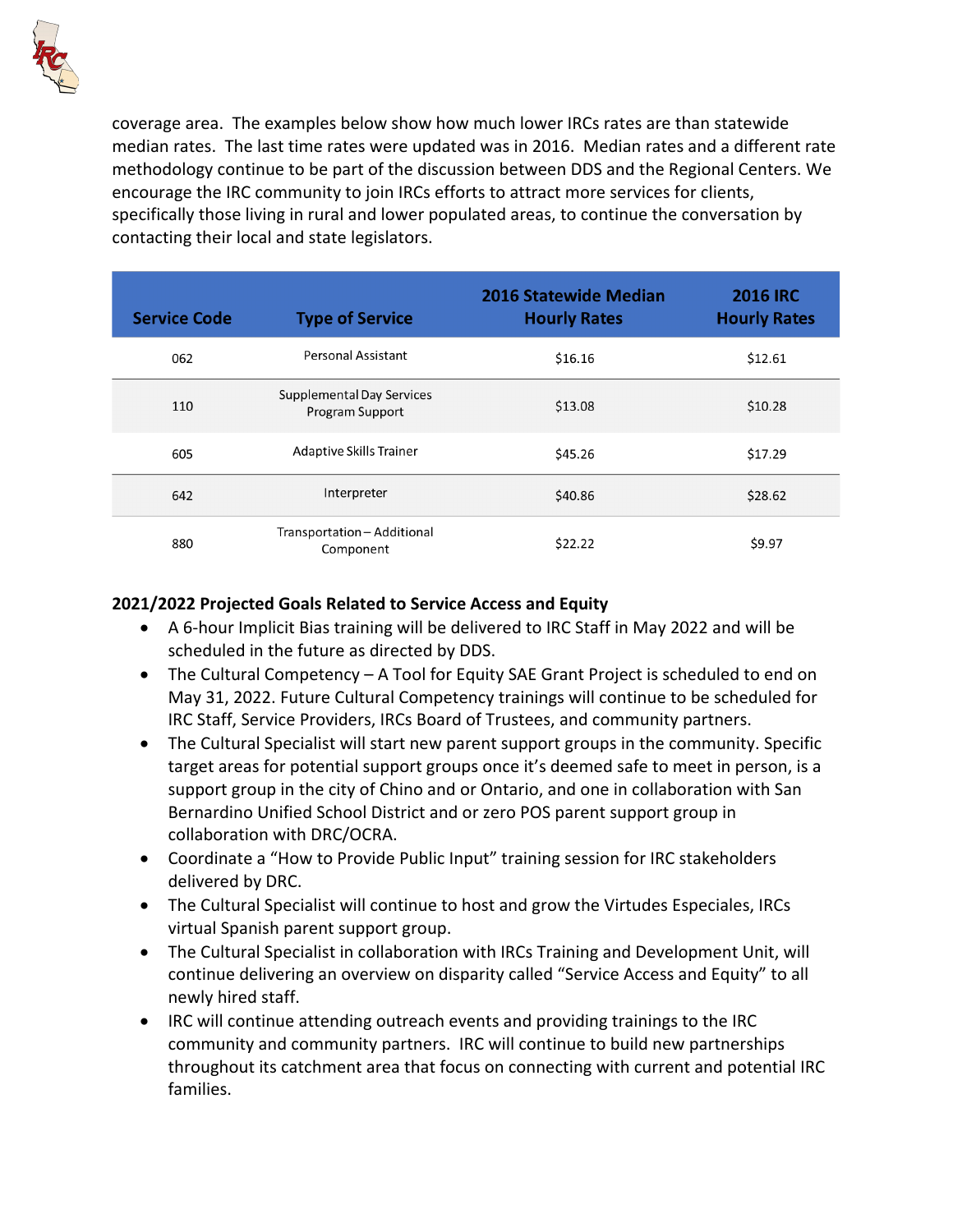coverage area. The examples below show how much lower IRCs rates are than statewide median rates. The last time rates were updated was in 2016. Median rates and a different rate methodology continue to be part of the discussion between DDS and the Regional Centers. We encourage the IRC community to join IRCs efforts to attract more services for clients, specifically those living in rural and lower populated areas, to continue the conversation by contacting their local and state legislators.

| Service Code | Type of Service | 2016 Statewide Median Hourly Rates | 2016 IRC Hourly Rates |
|---|---|---|---|
| 062 | Personal Assistant | $16.16 | $12.61 |
| 110 | Supplemental Day Services Program Support | $13.08 | $10.28 |
| 605 | Adaptive Skills Trainer | $45.26 | $17.29 |
| 642 | Interpreter | $40.86 | $28.62 |
| 880 | Transportation – Additional Component | $22.22 | $9.97 |

**2021/2022 Projected Goals Related to Service Access and Equity**

- A 6-hour Implicit Bias training will be delivered to IRC Staff in May 2022 and will be scheduled in the future as directed by DDS.
- The Cultural Competency – A Tool for Equity SAE Grant Project is scheduled to end on May 31, 2022. Future Cultural Competency trainings will continue to be scheduled for IRC Staff, Service Providers, IRCs Board of Trustees, and community partners.
- The Cultural Specialist will start new parent support groups in the community. Specific target areas for potential support groups once it's deemed safe to meet in person, is a support group in the city of Chino and or Ontario, and one in collaboration with San Bernardino Unified School District and or zero POS parent support group in collaboration with DRC/OCRA.
- Coordinate a "How to Provide Public Input" training session for IRC stakeholders delivered by DRC.
- The Cultural Specialist will continue to host and grow the Virtudes Especiales, IRCs virtual Spanish parent support group.
- The Cultural Specialist in collaboration with IRCs Training and Development Unit, will continue delivering an overview on disparity called "Service Access and Equity" to all newly hired staff.
- IRC will continue attending outreach events and providing trainings to the IRC community and community partners. IRC will continue to build new partnerships throughout its catchment area that focus on connecting with current and potential IRC families.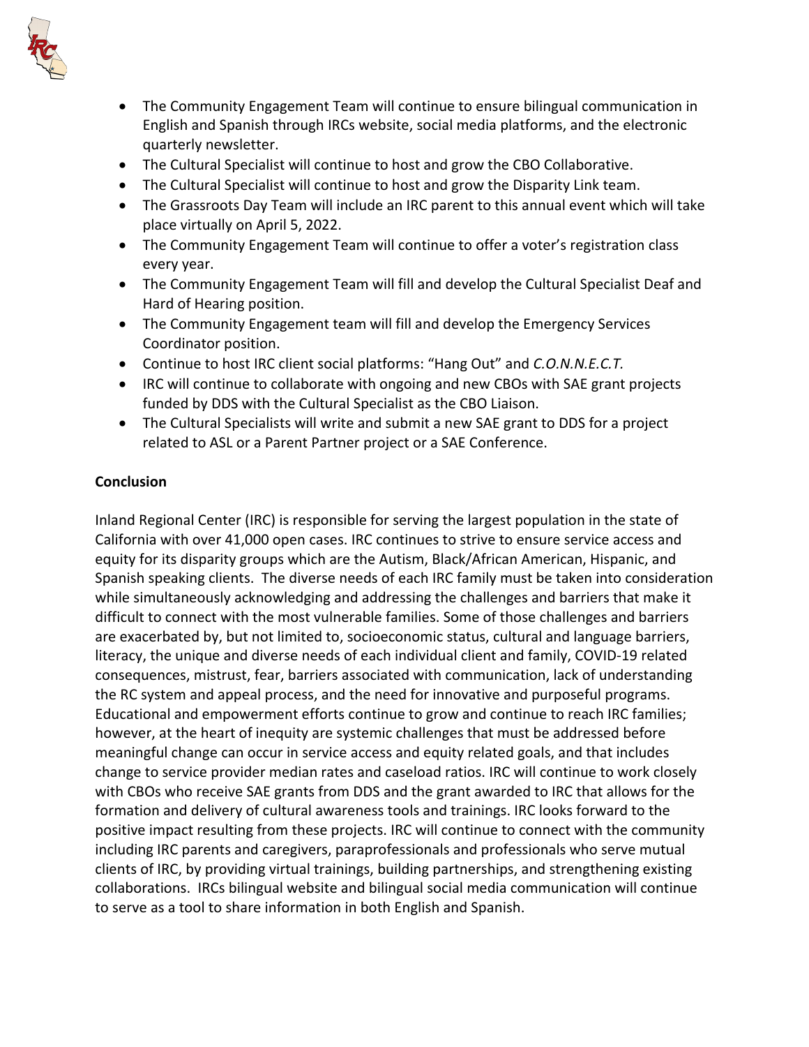- The Community Engagement Team will continue to ensure bilingual communication in English and Spanish through IRCs website, social media platforms, and the electronic quarterly newsletter.
- The Cultural Specialist will continue to host and grow the CBO Collaborative.
- The Cultural Specialist will continue to host and grow the Disparity Link team.
- The Grassroots Day Team will include an IRC parent to this annual event which will take place virtually on April 5, 2022.
- The Community Engagement Team will continue to offer a voter's registration class every year.
- The Community Engagement Team will fill and develop the Cultural Specialist Deaf and Hard of Hearing position.
- The Community Engagement team will fill and develop the Emergency Services Coordinator position.
- Continue to host IRC client social platforms: "Hang Out" and *C.O.N.N.E.C.T.*
- IRC will continue to collaborate with ongoing and new CBOs with SAE grant projects funded by DDS with the Cultural Specialist as the CBO Liaison.
- The Cultural Specialists will write and submit a new SAE grant to DDS for a project related to ASL or a Parent Partner project or a SAE Conference.

**Conclusion**

Inland Regional Center (IRC) is responsible for serving the largest population in the state of California with over 41,000 open cases. IRC continues to strive to ensure service access and equity for its disparity groups which are the Autism, Black/African American, Hispanic, and Spanish speaking clients. The diverse needs of each IRC family must be taken into consideration while simultaneously acknowledging and addressing the challenges and barriers that make it difficult to connect with the most vulnerable families. Some of those challenges and barriers are exacerbated by, but not limited to, socioeconomic status, cultural and language barriers, literacy, the unique and diverse needs of each individual client and family, COVID-19 related consequences, mistrust, fear, barriers associated with communication, lack of understanding the RC system and appeal process, and the need for innovative and purposeful programs. Educational and empowerment efforts continue to grow and continue to reach IRC families; however, at the heart of inequity are systemic challenges that must be addressed before meaningful change can occur in service access and equity related goals, and that includes change to service provider median rates and caseload ratios. IRC will continue to work closely with CBOs who receive SAE grants from DDS and the grant awarded to IRC that allows for the formation and delivery of cultural awareness tools and trainings. IRC looks forward to the positive impact resulting from these projects. IRC will continue to connect with the community including IRC parents and caregivers, paraprofessionals and professionals who serve mutual clients of IRC, by providing virtual trainings, building partnerships, and strengthening existing collaborations. IRCs bilingual website and bilingual social media communication will continue to serve as a tool to share information in both English and Spanish.